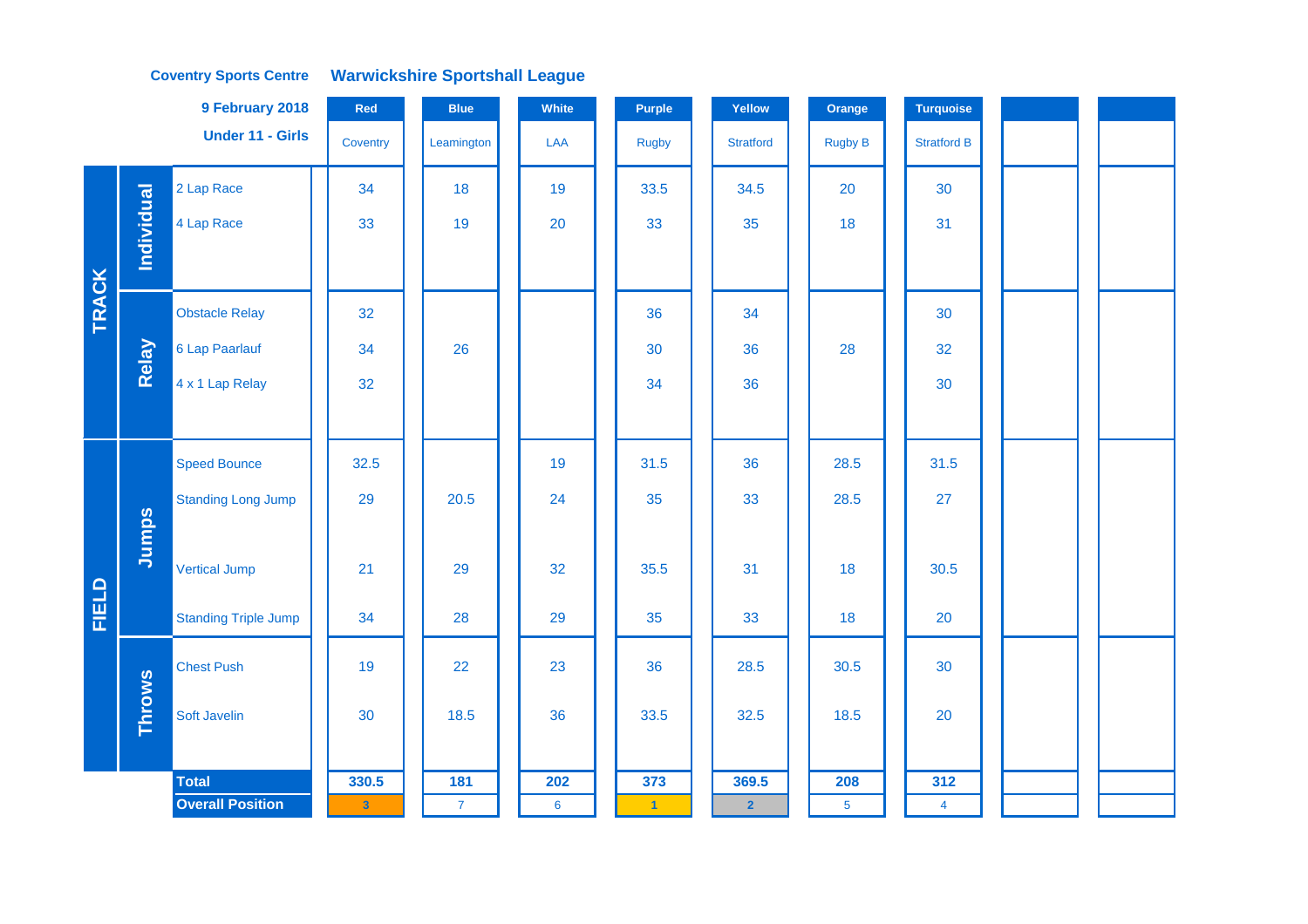**Coventry Sports Centre** — **Warwickshire Sportshall League**

**9 February 2018**

**Under 11 - Girls**

| | | | Red | Blue | White | Purple | Yellow | Orange | Turquoise | | |
|---|---|---|---|---|---|---|---|---|---|---|---|
| | | | Coventry | Leamington | LAA | Rugby | Stratford | Rugby B | Stratford B | | |
| TRACK | Individual | 2 Lap Race | 34 | 18 | 19 | 33.5 | 34.5 | 20 | 30 | | |
| | | 4 Lap Race | 33 | 19 | 20 | 33 | 35 | 18 | 31 | | |
| | Relay | Obstacle Relay | 32 | | | 36 | 34 | | 30 | | |
| | | 6 Lap Paarlauf | 34 | 26 | | 30 | 36 | 28 | 32 | | |
| | | 4 x 1 Lap Relay | 32 | | | 34 | 36 | | 30 | | |
| FIELD | Jumps | Speed Bounce | 32.5 | | 19 | 31.5 | 36 | 28.5 | 31.5 | | |
| | | Standing Long Jump | 29 | 20.5 | 24 | 35 | 33 | 28.5 | 27 | | |
| | | Vertical Jump | 21 | 29 | 32 | 35.5 | 31 | 18 | 30.5 | | |
| | | Standing Triple Jump | 34 | 28 | 29 | 35 | 33 | 18 | 20 | | |
| | Throws | Chest Push | 19 | 22 | 23 | 36 | 28.5 | 30.5 | 30 | | |
| | | Soft Javelin | 30 | 18.5 | 36 | 33.5 | 32.5 | 18.5 | 20 | | |
| | | **Total** | **330.5** | **181** | **202** | **373** | **369.5** | **208** | **312** | | |
| | | **Overall Position** | 3 | 7 | 6 | 1 | 2 | 5 | 4 | | |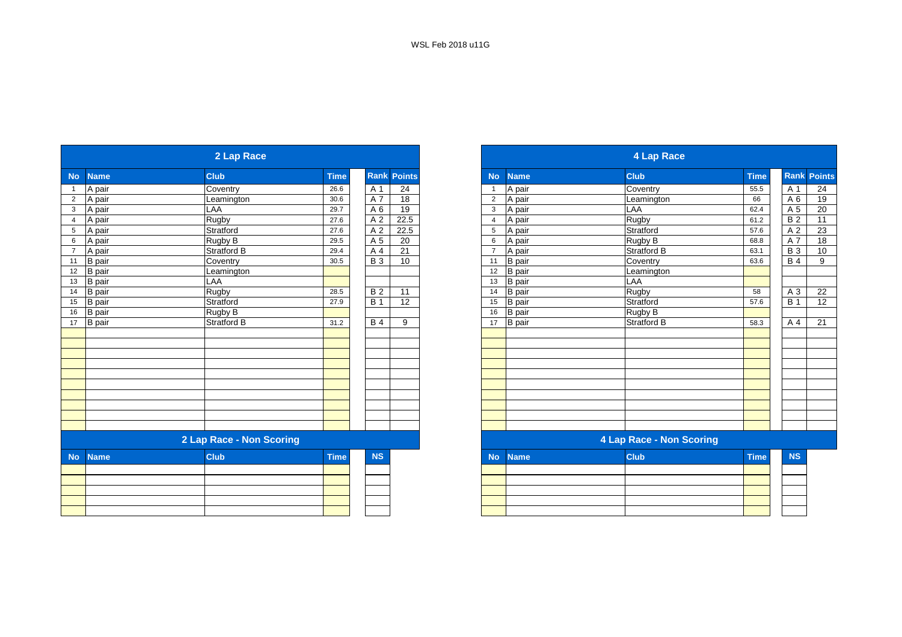WSL Feb 2018 u11G

## 2 Lap Race

| No | Name | Club | Time | Rank | Points |
|---|---|---|---|---|---|
| 1 | A pair | Coventry | 26.6 | A 1 | 24 |
| 2 | A pair | Leamington | 30.6 | A 7 | 18 |
| 3 | A pair | LAA | 29.7 | A 6 | 19 |
| 4 | A pair | Rugby | 27.6 | A 2 | 22.5 |
| 5 | A pair | Stratford | 27.6 | A 2 | 22.5 |
| 6 | A pair | Rugby B | 29.5 | A 5 | 20 |
| 7 | A pair | Stratford B | 29.4 | A 4 | 21 |
| 11 | B pair | Coventry | 30.5 | B 3 | 10 |
| 12 | B pair | Leamington | | | |
| 13 | B pair | LAA | | | |
| 14 | B pair | Rugby | 28.5 | B 2 | 11 |
| 15 | B pair | Stratford | 27.9 | B 1 | 12 |
| 16 | B pair | Rugby B | | | |
| 17 | B pair | Stratford B | 31.2 | B 4 | 9 |

## 2 Lap Race - Non Scoring

| No | Name | Club | Time | NS |
|---|---|---|---|---|
| | | | | |

## 4 Lap Race

| No | Name | Club | Time | Rank | Points |
|---|---|---|---|---|---|
| 1 | A pair | Coventry | 55.5 | A 1 | 24 |
| 2 | A pair | Leamington | 66 | A 6 | 19 |
| 3 | A pair | LAA | 62.4 | A 5 | 20 |
| 4 | A pair | Rugby | 61.2 | B 2 | 11 |
| 5 | A pair | Stratford | 57.6 | A 2 | 23 |
| 6 | A pair | Rugby B | 68.8 | A 7 | 18 |
| 7 | A pair | Stratford B | 63.1 | B 3 | 10 |
| 11 | B pair | Coventry | 63.6 | B 4 | 9 |
| 12 | B pair | Leamington | | | |
| 13 | B pair | LAA | | | |
| 14 | B pair | Rugby | 58 | A 3 | 22 |
| 15 | B pair | Stratford | 57.6 | B 1 | 12 |
| 16 | B pair | Rugby B | | | |
| 17 | B pair | Stratford B | 58.3 | A 4 | 21 |

## 4 Lap Race - Non Scoring

| No | Name | Club | Time | NS |
|---|---|---|---|---|
| | | | | |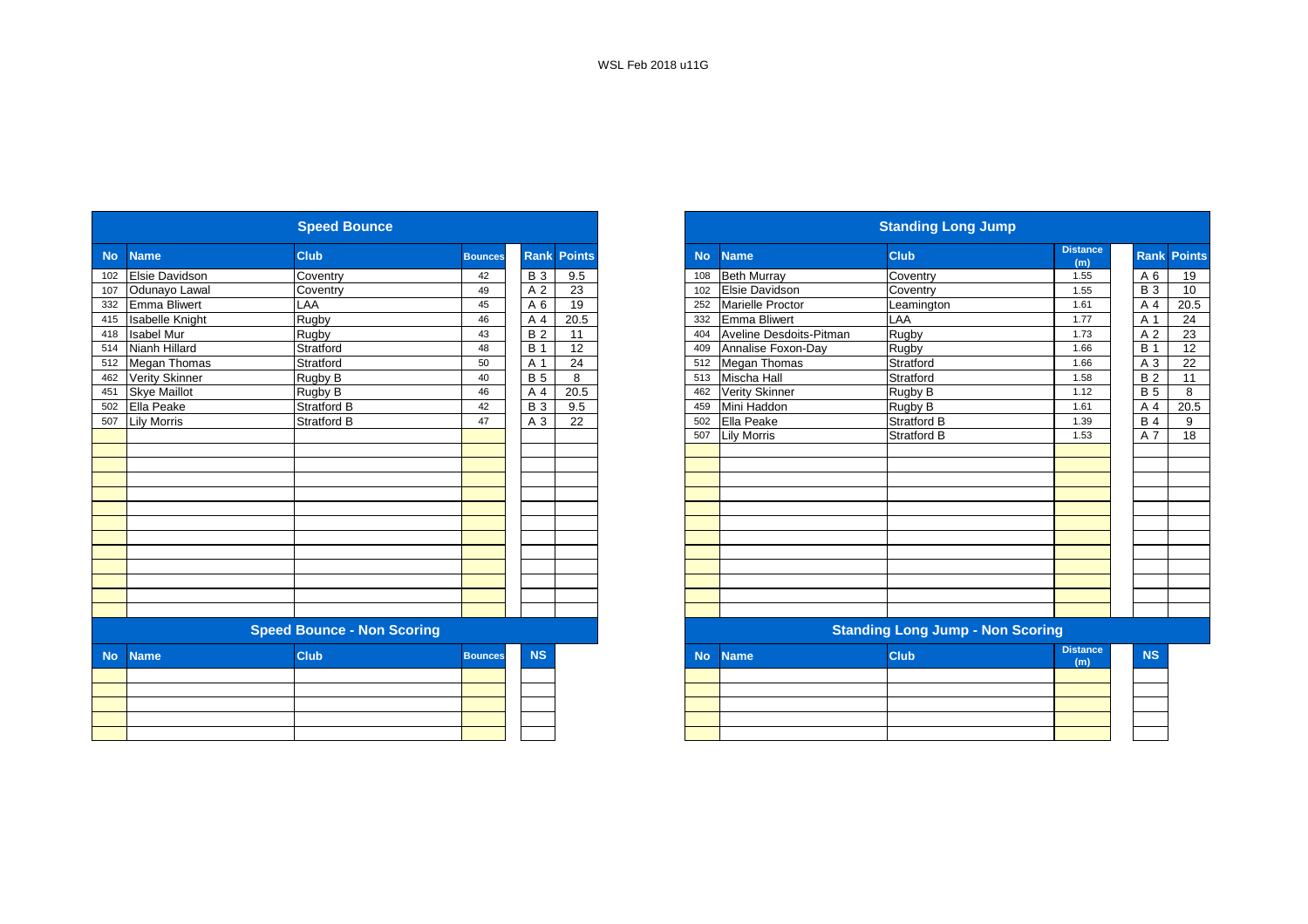WSL Feb 2018 u11G

## Speed Bounce

| No | Name | Club | Bounces | Rank | Points |
|---|---|---|---|---|---|
| 102 | Elsie Davidson | Coventry | 42 | B 3 | 9.5 |
| 107 | Odunayo Lawal | Coventry | 49 | A 2 | 23 |
| 332 | Emma Bliwert | LAA | 45 | A 6 | 19 |
| 415 | Isabelle Knight | Rugby | 46 | A 4 | 20.5 |
| 418 | Isabel Mur | Rugby | 43 | B 2 | 11 |
| 514 | Nianh Hillard | Stratford | 48 | B 1 | 12 |
| 512 | Megan Thomas | Stratford | 50 | A 1 | 24 |
| 462 | Verity Skinner | Rugby B | 40 | B 5 | 8 |
| 451 | Skye Maillot | Rugby B | 46 | A 4 | 20.5 |
| 502 | Ella Peake | Stratford B | 42 | B 3 | 9.5 |
| 507 | Lily Morris | Stratford B | 47 | A 3 | 22 |

## Speed Bounce - Non Scoring

| No | Name | Club | Bounces | NS |
|---|---|---|---|---|

## Standing Long Jump

| No | Name | Club | Distance (m) | Rank | Points |
|---|---|---|---|---|---|
| 108 | Beth Murray | Coventry | 1.55 | A 6 | 19 |
| 102 | Elsie Davidson | Coventry | 1.55 | B 3 | 10 |
| 252 | Marielle Proctor | Leamington | 1.61 | A 4 | 20.5 |
| 332 | Emma Bliwert | LAA | 1.77 | A 1 | 24 |
| 404 | Aveline Desdoits-Pitman | Rugby | 1.73 | A 2 | 23 |
| 409 | Annalise Foxon-Day | Rugby | 1.66 | B 1 | 12 |
| 512 | Megan Thomas | Stratford | 1.66 | A 3 | 22 |
| 513 | Mischa Hall | Stratford | 1.58 | B 2 | 11 |
| 462 | Verity Skinner | Rugby B | 1.12 | B 5 | 8 |
| 459 | Mini Haddon | Rugby B | 1.61 | A 4 | 20.5 |
| 502 | Ella Peake | Stratford B | 1.39 | B 4 | 9 |
| 507 | Lily Morris | Stratford B | 1.53 | A 7 | 18 |

## Standing Long Jump - Non Scoring

| No | Name | Club | Distance (m) | NS |
|---|---|---|---|---|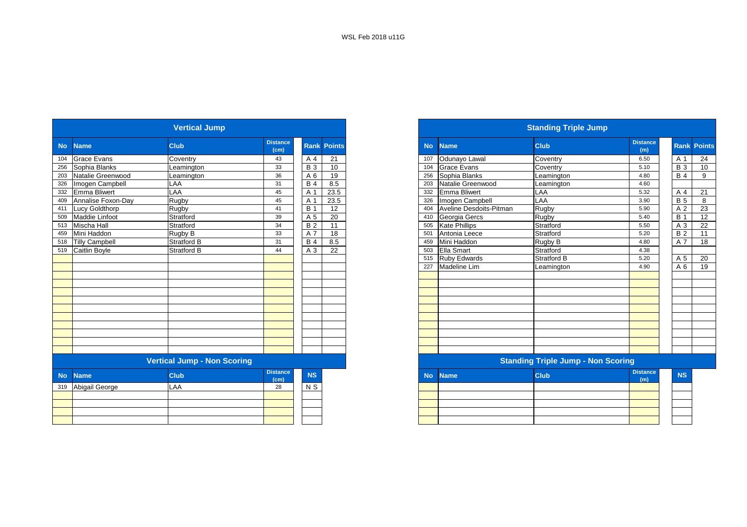WSL Feb 2018 u11G

## Vertical Jump

| No | Name | Club | Distance (cm) | Rank | Points |
|---|---|---|---|---|---|
| 104 | Grace Evans | Coventry | 43 | A 4 | 21 |
| 256 | Sophia Blanks | Leamington | 33 | B 3 | 10 |
| 203 | Natalie Greenwood | Leamington | 36 | A 6 | 19 |
| 326 | Imogen Campbell | LAA | 31 | B 4 | 8.5 |
| 332 | Emma Bliwert | LAA | 45 | A 1 | 23.5 |
| 409 | Annalise Foxon-Day | Rugby | 45 | A 1 | 23.5 |
| 411 | Lucy Goldthorp | Rugby | 41 | B 1 | 12 |
| 509 | Maddie Linfoot | Stratford | 39 | A 5 | 20 |
| 513 | Mischa Hall | Stratford | 34 | B 2 | 11 |
| 459 | Mini Haddon | Rugby B | 33 | A 7 | 18 |
| 518 | Tilly Campbell | Stratford B | 31 | B 4 | 8.5 |
| 519 | Caitlin Boyle | Stratford B | 44 | A 3 | 22 |

## Vertical Jump - Non Scoring

| No | Name | Club | Distance (cm) | NS |
|---|---|---|---|---|
| 319 | Abigail George | LAA | 28 | N S |

## Standing Triple Jump

| No | Name | Club | Distance (m) | Rank | Points |
|---|---|---|---|---|---|
| 107 | Odunayo Lawal | Coventry | 6.50 | A 1 | 24 |
| 104 | Grace Evans | Coventry | 5.10 | B 3 | 10 |
| 256 | Sophia Blanks | Leamington | 4.80 | B 4 | 9 |
| 203 | Natalie Greenwood | Leamington | 4.60 | | |
| 332 | Emma Bliwert | LAA | 5.32 | A 4 | 21 |
| 326 | Imogen Campbell | LAA | 3.90 | B 5 | 8 |
| 404 | Aveline Desdoits-Pitman | Rugby | 5.90 | A 2 | 23 |
| 410 | Georgia Gercs | Rugby | 5.40 | B 1 | 12 |
| 505 | Kate Phillips | Stratford | 5.50 | A 3 | 22 |
| 501 | Antonia Leece | Stratford | 5.20 | B 2 | 11 |
| 459 | Mini Haddon | Rugby B | 4.80 | A 7 | 18 |
| 503 | Ella Smart | Stratford | 4.38 | | |
| 515 | Ruby Edwards | Stratford B | 5.20 | A 5 | 20 |
| 227 | Madeline Lim | Leamington | 4.90 | A 6 | 19 |

## Standing Triple Jump - Non Scoring

| No | Name | Club | Distance (m) | NS |
|---|---|---|---|---|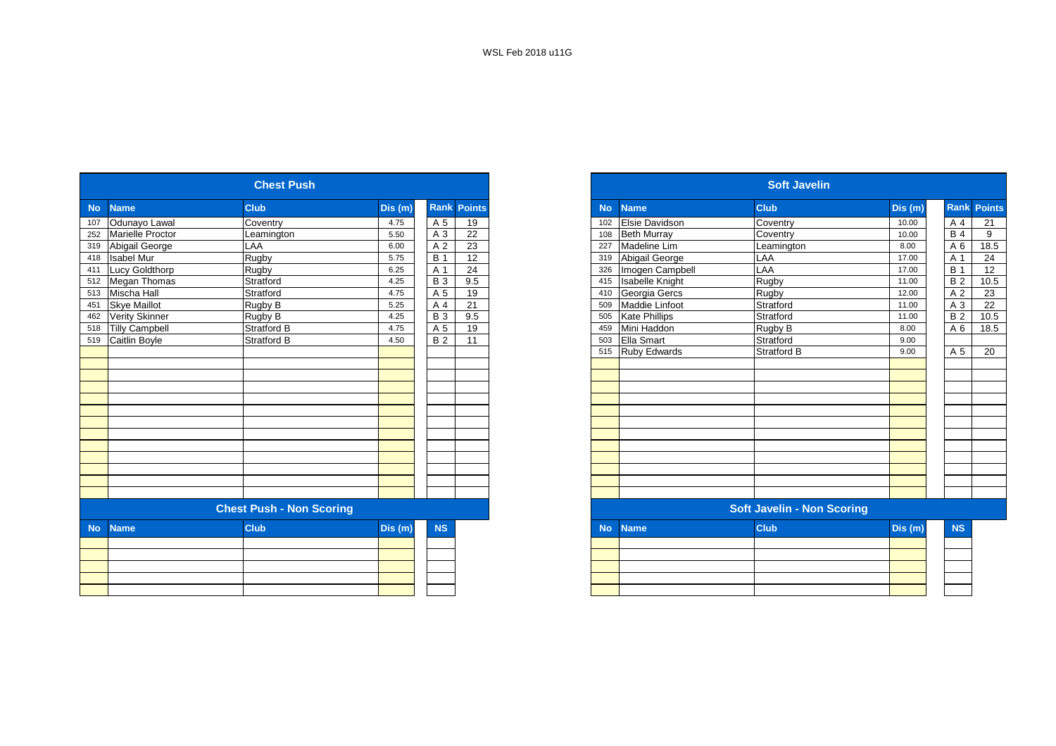WSL Feb 2018 u11G

## Chest Push

| No | Name | Club | Dis (m) | Rank | Points |
|---|---|---|---|---|---|
| 107 | Odunayo Lawal | Coventry | 4.75 | A 5 | 19 |
| 252 | Marielle Proctor | Leamington | 5.50 | A 3 | 22 |
| 319 | Abigail George | LAA | 6.00 | A 2 | 23 |
| 418 | Isabel Mur | Rugby | 5.75 | B 1 | 12 |
| 411 | Lucy Goldthorp | Rugby | 6.25 | A 1 | 24 |
| 512 | Megan Thomas | Stratford | 4.25 | B 3 | 9.5 |
| 513 | Mischa Hall | Stratford | 4.75 | A 5 | 19 |
| 451 | Skye Maillot | Rugby B | 5.25 | A 4 | 21 |
| 462 | Verity Skinner | Rugby B | 4.25 | B 3 | 9.5 |
| 518 | Tilly Campbell | Stratford B | 4.75 | A 5 | 19 |
| 519 | Caitlin Boyle | Stratford B | 4.50 | B 2 | 11 |

## Chest Push - Non Scoring

| No | Name | Club | Dis (m) | NS |
|---|---|---|---|---|

## Soft Javelin

| No | Name | Club | Dis (m) | Rank | Points |
|---|---|---|---|---|---|
| 102 | Elsie Davidson | Coventry | 10.00 | A 4 | 21 |
| 108 | Beth Murray | Coventry | 10.00 | B 4 | 9 |
| 227 | Madeline Lim | Leamington | 8.00 | A 6 | 18.5 |
| 319 | Abigail George | LAA | 17.00 | A 1 | 24 |
| 326 | Imogen Campbell | LAA | 17.00 | B 1 | 12 |
| 415 | Isabelle Knight | Rugby | 11.00 | B 2 | 10.5 |
| 410 | Georgia Gercs | Rugby | 12.00 | A 2 | 23 |
| 509 | Maddie Linfoot | Stratford | 11.00 | A 3 | 22 |
| 505 | Kate Phillips | Stratford | 11.00 | B 2 | 10.5 |
| 459 | Mini Haddon | Rugby B | 8.00 | A 6 | 18.5 |
| 503 | Ella Smart | Stratford | 9.00 | | |
| 515 | Ruby Edwards | Stratford B | 9.00 | A 5 | 20 |

## Soft Javelin - Non Scoring

| No | Name | Club | Dis (m) | NS |
|---|---|---|---|---|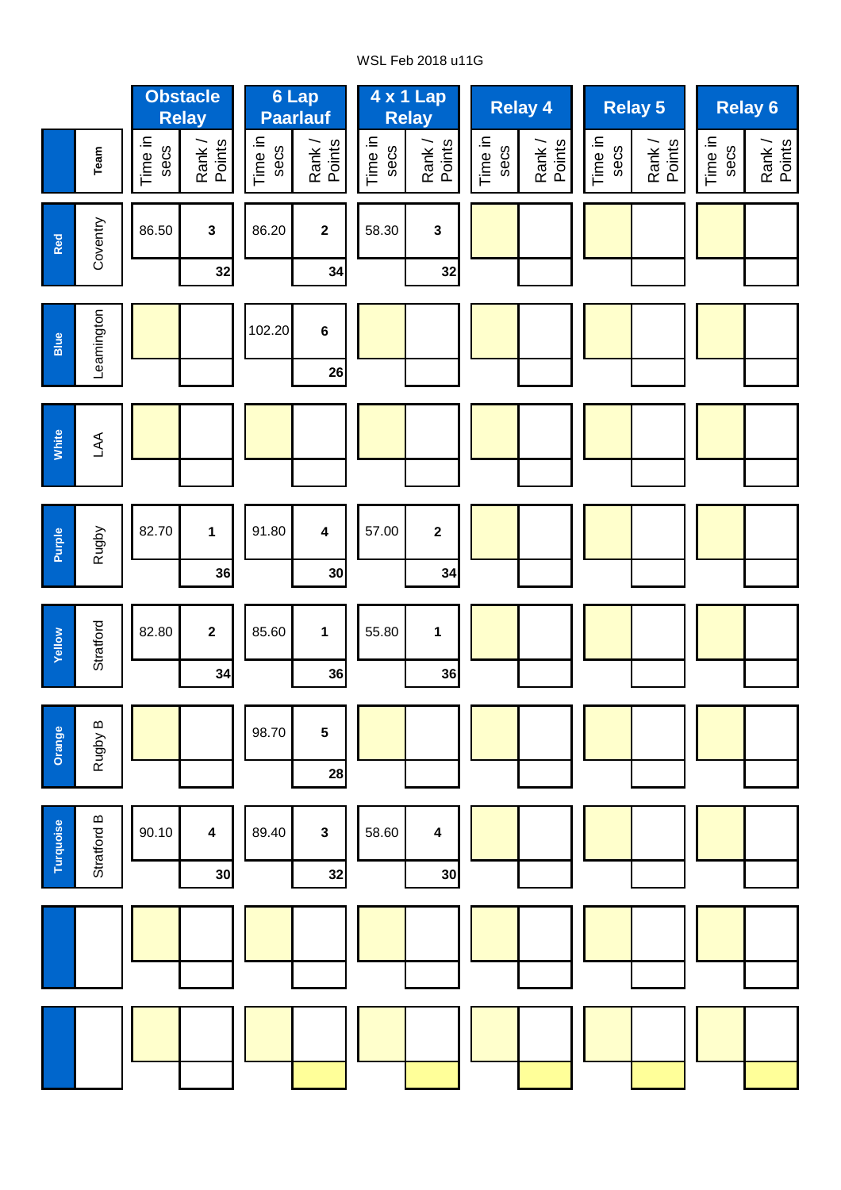WSL Feb 2018 u11G

| | Team | Obstacle Relay | | 6 Lap Paarlauf | | 4 x 1 Lap Relay | | Relay 4 | | Relay 5 | | Relay 6 | |
|---|---|---|---|---|---|---|---|---|---|---|---|---|---|
| | | Time in secs | Rank / Points | Time in secs | Rank / Points | Time in secs | Rank / Points | Time in secs | Rank / Points | Time in secs | Rank / Points | Time in secs | Rank / Points |
| Red | Coventry | 86.50 | 3 | 86.20 | 2 | 58.30 | 3 | | | | | | |
| | | | 32 | | 34 | | 32 | | | | | | |
| Blue | Leamington | | | 102.20 | 6 | | | | | | | | |
| | | | | | 26 | | | | | | | | |
| White | LAA | | | | | | | | | | | | |
| | | | | | | | | | | | | | |
| Purple | Rugby | 82.70 | 1 | 91.80 | 4 | 57.00 | 2 | | | | | | |
| | | | 36 | | 30 | | 34 | | | | | | |
| Yellow | Stratford | 82.80 | 2 | 85.60 | 1 | 55.80 | 1 | | | | | | |
| | | | 34 | | 36 | | 36 | | | | | | |
| Orange | Rugby B | | | 98.70 | 5 | | | | | | | | |
| | | | | | 28 | | | | | | | | |
| Turquoise | Stratford B | 90.10 | 4 | 89.40 | 3 | 58.60 | 4 | | | | | | |
| | | | 30 | | 32 | | 30 | | | | | | |
| | | | | | | | | | | | | | |
| | | | | | | | | | | | | | |
| | | | | | | | | | | | | | |
| | | | | | | | | | | | | | |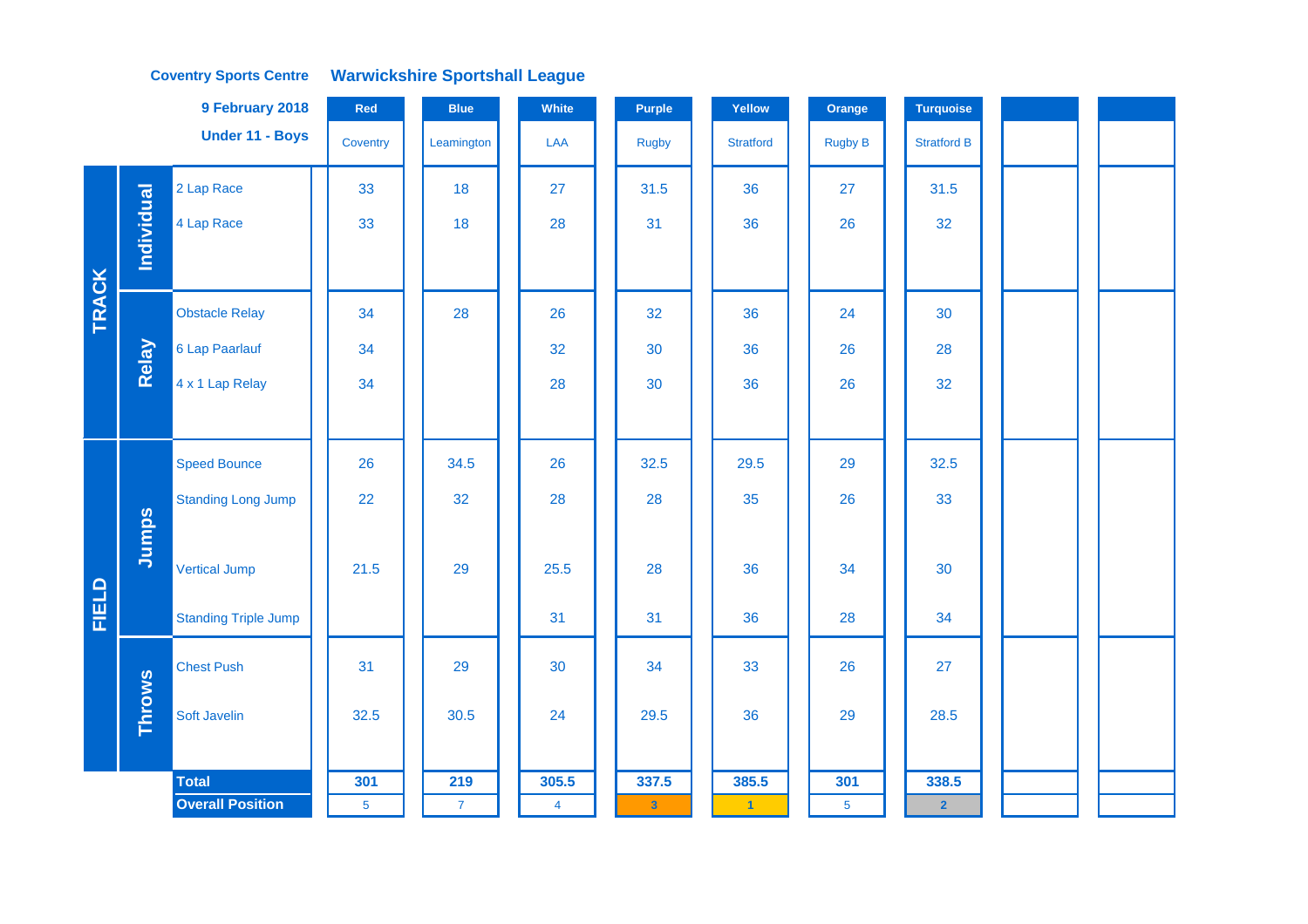**Coventry Sports Centre** **Warwickshire Sportshall League**

**9 February 2018**

**Under 11 - Boys**

| | | | Red | Blue | White | Purple | Yellow | Orange | Turquoise | | |
|---|---|---|---|---|---|---|---|---|---|---|---|
| | | | Coventry | Leamington | LAA | Rugby | Stratford | Rugby B | Stratford B | | |
| TRACK | Individual | 2 Lap Race | 33 | 18 | 27 | 31.5 | 36 | 27 | 31.5 | | |
| | | 4 Lap Race | 33 | 18 | 28 | 31 | 36 | 26 | 32 | | |
| | Relay | Obstacle Relay | 34 | 28 | 26 | 32 | 36 | 24 | 30 | | |
| | | 6 Lap Paarlauf | 34 | | 32 | 30 | 36 | 26 | 28 | | |
| | | 4 x 1 Lap Relay | 34 | | 28 | 30 | 36 | 26 | 32 | | |
| FIELD | Jumps | Speed Bounce | 26 | 34.5 | 26 | 32.5 | 29.5 | 29 | 32.5 | | |
| | | Standing Long Jump | 22 | 32 | 28 | 28 | 35 | 26 | 33 | | |
| | | Vertical Jump | 21.5 | 29 | 25.5 | 28 | 36 | 34 | 30 | | |
| | | Standing Triple Jump | | | 31 | 31 | 36 | 28 | 34 | | |
| | Throws | Chest Push | 31 | 29 | 30 | 34 | 33 | 26 | 27 | | |
| | | Soft Javelin | 32.5 | 30.5 | 24 | 29.5 | 36 | 29 | 28.5 | | |
| | | **Total** | **301** | **219** | **305.5** | **337.5** | **385.5** | **301** | **338.5** | | |
| | | **Overall Position** | 5 | 7 | 4 | 3 | 1 | 5 | 2 | | |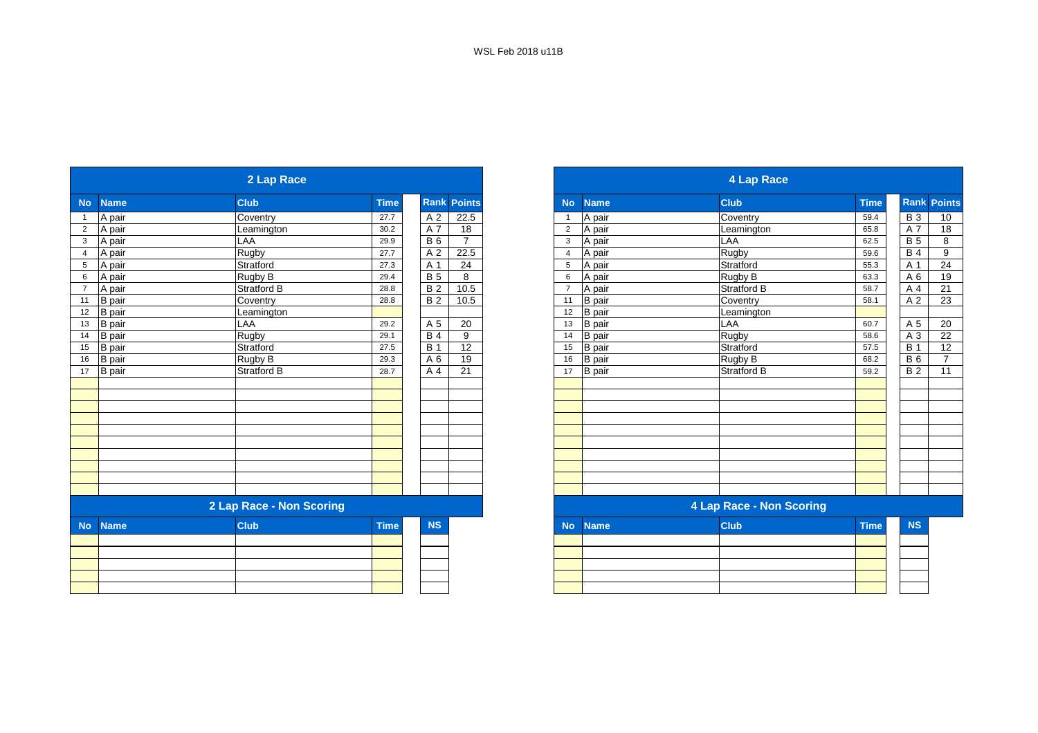WSL Feb 2018 u11B

## 2 Lap Race

| No | Name | Club | Time | Rank | Points |
|---|---|---|---|---|---|
| 1 | A pair | Coventry | 27.7 | A 2 | 22.5 |
| 2 | A pair | Leamington | 30.2 | A 7 | 18 |
| 3 | A pair | LAA | 29.9 | B 6 | 7 |
| 4 | A pair | Rugby | 27.7 | A 2 | 22.5 |
| 5 | A pair | Stratford | 27.3 | A 1 | 24 |
| 6 | A pair | Rugby B | 29.4 | B 5 | 8 |
| 7 | A pair | Stratford B | 28.8 | B 2 | 10.5 |
| 11 | B pair | Coventry | 28.8 | B 2 | 10.5 |
| 12 | B pair | Leamington | | | |
| 13 | B pair | LAA | 29.2 | A 5 | 20 |
| 14 | B pair | Rugby | 29.1 | B 4 | 9 |
| 15 | B pair | Stratford | 27.5 | B 1 | 12 |
| 16 | B pair | Rugby B | 29.3 | A 6 | 19 |
| 17 | B pair | Stratford B | 28.7 | A 4 | 21 |

## 2 Lap Race - Non Scoring

| No | Name | Club | Time | NS |
|---|---|---|---|---|
| | | | | |

## 4 Lap Race

| No | Name | Club | Time | Rank | Points |
|---|---|---|---|---|---|
| 1 | A pair | Coventry | 59.4 | B 3 | 10 |
| 2 | A pair | Leamington | 65.8 | A 7 | 18 |
| 3 | A pair | LAA | 62.5 | B 5 | 8 |
| 4 | A pair | Rugby | 59.6 | B 4 | 9 |
| 5 | A pair | Stratford | 55.3 | A 1 | 24 |
| 6 | A pair | Rugby B | 63.3 | A 6 | 19 |
| 7 | A pair | Stratford B | 58.7 | A 4 | 21 |
| 11 | B pair | Coventry | 58.1 | A 2 | 23 |
| 12 | B pair | Leamington | | | |
| 13 | B pair | LAA | 60.7 | A 5 | 20 |
| 14 | B pair | Rugby | 58.6 | A 3 | 22 |
| 15 | B pair | Stratford | 57.5 | B 1 | 12 |
| 16 | B pair | Rugby B | 68.2 | B 6 | 7 |
| 17 | B pair | Stratford B | 59.2 | B 2 | 11 |

## 4 Lap Race - Non Scoring

| No | Name | Club | Time | NS |
|---|---|---|---|---|
| | | | | |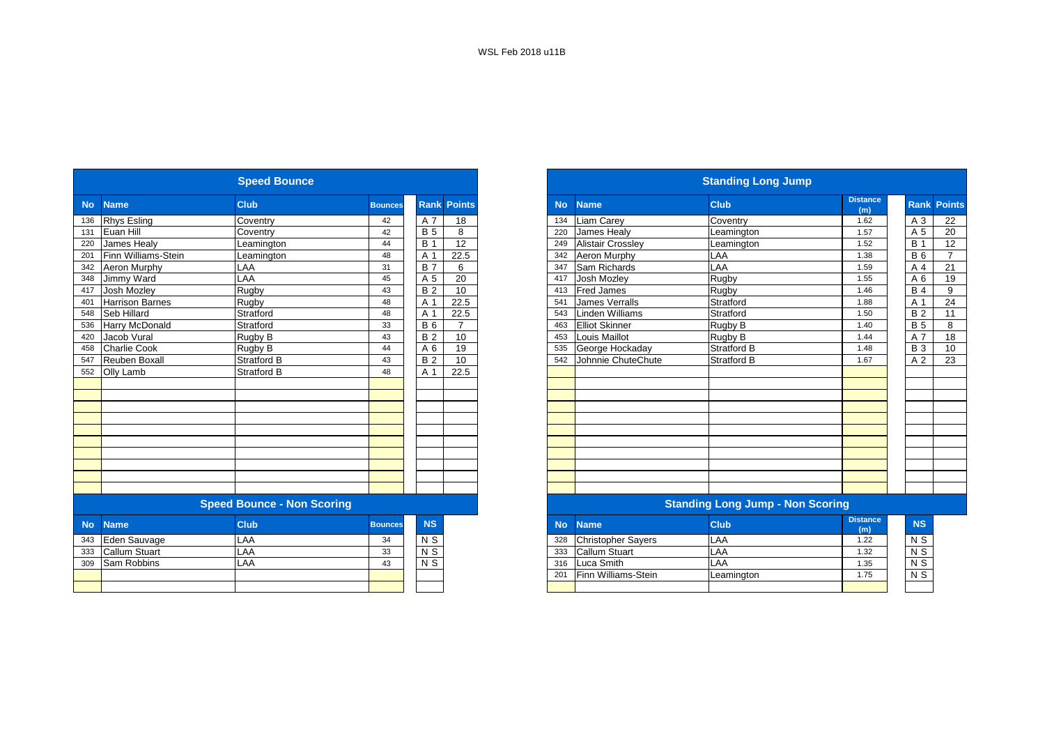WSL Feb 2018 u11B

## Speed Bounce

| No | Name | Club | Bounces | Rank | Points |
|---|---|---|---|---|---|
| 136 | Rhys Esling | Coventry | 42 | A 7 | 18 |
| 131 | Euan Hill | Coventry | 42 | B 5 | 8 |
| 220 | James Healy | Leamington | 44 | B 1 | 12 |
| 201 | Finn Williams-Stein | Leamington | 48 | A 1 | 22.5 |
| 342 | Aeron Murphy | LAA | 31 | B 7 | 6 |
| 348 | Jimmy Ward | LAA | 45 | A 5 | 20 |
| 417 | Josh Mozley | Rugby | 43 | B 2 | 10 |
| 401 | Harrison Barnes | Rugby | 48 | A 1 | 22.5 |
| 548 | Seb Hillard | Stratford | 48 | A 1 | 22.5 |
| 536 | Harry McDonald | Stratford | 33 | B 6 | 7 |
| 420 | Jacob Vural | Rugby B | 43 | B 2 | 10 |
| 458 | Charlie Cook | Rugby B | 44 | A 6 | 19 |
| 547 | Reuben Boxall | Stratford B | 43 | B 2 | 10 |
| 552 | Olly Lamb | Stratford B | 48 | A 1 | 22.5 |

## Speed Bounce - Non Scoring

| No | Name | Club | Bounces | NS |
|---|---|---|---|---|
| 343 | Eden Sauvage | LAA | 34 | N S |
| 333 | Callum Stuart | LAA | 33 | N S |
| 309 | Sam Robbins | LAA | 43 | N S |

## Standing Long Jump

| No | Name | Club | Distance (m) | Rank | Points |
|---|---|---|---|---|---|
| 134 | Liam Carey | Coventry | 1.62 | A 3 | 22 |
| 220 | James Healy | Leamington | 1.57 | A 5 | 20 |
| 249 | Alistair Crossley | Leamington | 1.52 | B 1 | 12 |
| 342 | Aeron Murphy | LAA | 1.38 | B 6 | 7 |
| 347 | Sam Richards | LAA | 1.59 | A 4 | 21 |
| 417 | Josh Mozley | Rugby | 1.55 | A 6 | 19 |
| 413 | Fred James | Rugby | 1.46 | B 4 | 9 |
| 541 | James Verralls | Stratford | 1.88 | A 1 | 24 |
| 543 | Linden Williams | Stratford | 1.50 | B 2 | 11 |
| 463 | Elliot Skinner | Rugby B | 1.40 | B 5 | 8 |
| 453 | Louis Maillot | Rugby B | 1.44 | A 7 | 18 |
| 535 | George Hockaday | Stratford B | 1.48 | B 3 | 10 |
| 542 | Johnnie ChuteChute | Stratford B | 1.67 | A 2 | 23 |

## Standing Long Jump - Non Scoring

| No | Name | Club | Distance (m) | NS |
|---|---|---|---|---|
| 328 | Christopher Sayers | LAA | 1.22 | N S |
| 333 | Callum Stuart | LAA | 1.32 | N S |
| 316 | Luca Smith | LAA | 1.35 | N S |
| 201 | Finn Williams-Stein | Leamington | 1.75 | N S |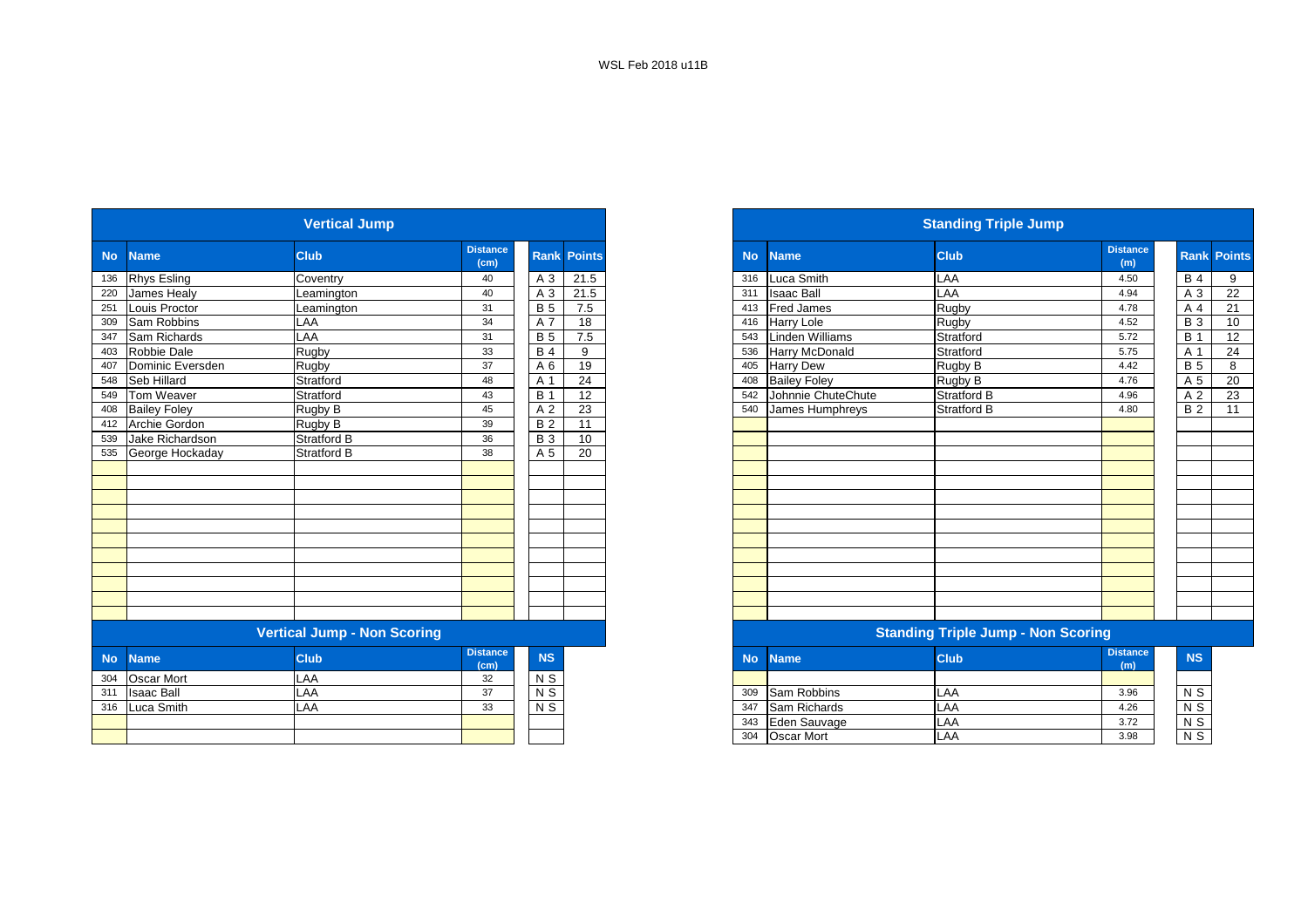WSL Feb 2018 u11B

## Vertical Jump

| No | Name | Club | Distance (cm) | Rank | Points |
|---|---|---|---|---|---|
| 136 | Rhys Esling | Coventry | 40 | A 3 | 21.5 |
| 220 | James Healy | Leamington | 40 | A 3 | 21.5 |
| 251 | Louis Proctor | Leamington | 31 | B 5 | 7.5 |
| 309 | Sam Robbins | LAA | 34 | A 7 | 18 |
| 347 | Sam Richards | LAA | 31 | B 5 | 7.5 |
| 403 | Robbie Dale | Rugby | 33 | B 4 | 9 |
| 407 | Dominic Eversden | Rugby | 37 | A 6 | 19 |
| 548 | Seb Hillard | Stratford | 48 | A 1 | 24 |
| 549 | Tom Weaver | Stratford | 43 | B 1 | 12 |
| 408 | Bailey Foley | Rugby B | 45 | A 2 | 23 |
| 412 | Archie Gordon | Rugby B | 39 | B 2 | 11 |
| 539 | Jake Richardson | Stratford B | 36 | B 3 | 10 |
| 535 | George Hockaday | Stratford B | 38 | A 5 | 20 |

## Vertical Jump - Non Scoring

| No | Name | Club | Distance (cm) | NS |
|---|---|---|---|---|
| 304 | Oscar Mort | LAA | 32 | N S |
| 311 | Isaac Ball | LAA | 37 | N S |
| 316 | Luca Smith | LAA | 33 | N S |

## Standing Triple Jump

| No | Name | Club | Distance (m) | Rank | Points |
|---|---|---|---|---|---|
| 316 | Luca Smith | LAA | 4.50 | B 4 | 9 |
| 311 | Isaac Ball | LAA | 4.94 | A 3 | 22 |
| 413 | Fred James | Rugby | 4.78 | A 4 | 21 |
| 416 | Harry Lole | Rugby | 4.52 | B 3 | 10 |
| 543 | Linden Williams | Stratford | 5.72 | B 1 | 12 |
| 536 | Harry McDonald | Stratford | 5.75 | A 1 | 24 |
| 405 | Harry Dew | Rugby B | 4.42 | B 5 | 8 |
| 408 | Bailey Foley | Rugby B | 4.76 | A 5 | 20 |
| 542 | Johnnie ChuteChute | Stratford B | 4.96 | A 2 | 23 |
| 540 | James Humphreys | Stratford B | 4.80 | B 2 | 11 |

## Standing Triple Jump - Non Scoring

| No | Name | Club | Distance (m) | NS |
|---|---|---|---|---|
| 309 | Sam Robbins | LAA | 3.96 | N S |
| 347 | Sam Richards | LAA | 4.26 | N S |
| 343 | Eden Sauvage | LAA | 3.72 | N S |
| 304 | Oscar Mort | LAA | 3.98 | N S |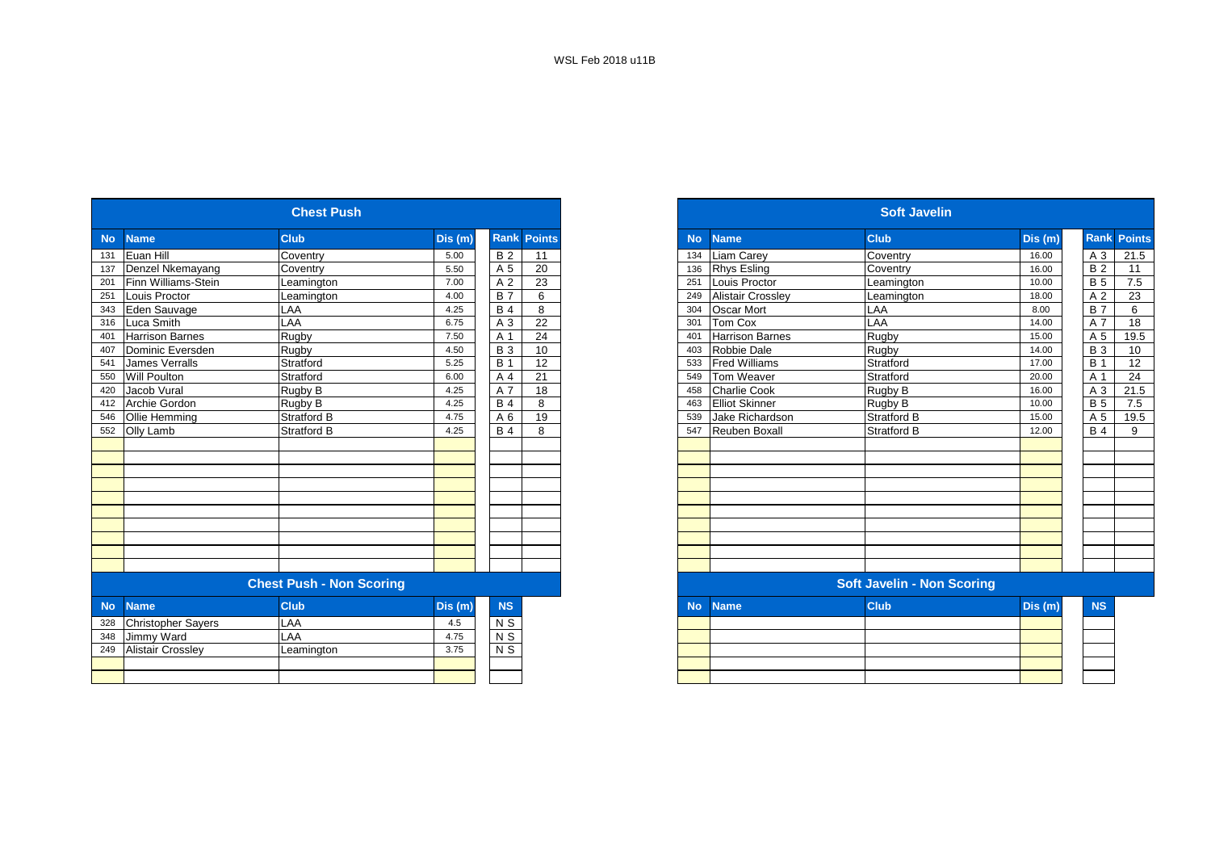WSL Feb 2018 u11B

## Chest Push

| No | Name | Club | Dis (m) | Rank | Points |
|---|---|---|---|---|---|
| 131 | Euan Hill | Coventry | 5.00 | B 2 | 11 |
| 137 | Denzel Nkemayang | Coventry | 5.50 | A 5 | 20 |
| 201 | Finn Williams-Stein | Leamington | 7.00 | A 2 | 23 |
| 251 | Louis Proctor | Leamington | 4.00 | B 7 | 6 |
| 343 | Eden Sauvage | LAA | 4.25 | B 4 | 8 |
| 316 | Luca Smith | LAA | 6.75 | A 3 | 22 |
| 401 | Harrison Barnes | Rugby | 7.50 | A 1 | 24 |
| 407 | Dominic Eversden | Rugby | 4.50 | B 3 | 10 |
| 541 | James Verralls | Stratford | 5.25 | B 1 | 12 |
| 550 | Will Poulton | Stratford | 6.00 | A 4 | 21 |
| 420 | Jacob Vural | Rugby B | 4.25 | A 7 | 18 |
| 412 | Archie Gordon | Rugby B | 4.25 | B 4 | 8 |
| 546 | Ollie Hemming | Stratford B | 4.75 | A 6 | 19 |
| 552 | Olly Lamb | Stratford B | 4.25 | B 4 | 8 |

## Chest Push - Non Scoring

| No | Name | Club | Dis (m) | NS |
|---|---|---|---|---|
| 328 | Christopher Sayers | LAA | 4.5 | N S |
| 348 | Jimmy Ward | LAA | 4.75 | N S |
| 249 | Alistair Crossley | Leamington | 3.75 | N S |

## Soft Javelin

| No | Name | Club | Dis (m) | Rank | Points |
|---|---|---|---|---|---|
| 134 | Liam Carey | Coventry | 16.00 | A 3 | 21.5 |
| 136 | Rhys Esling | Coventry | 16.00 | B 2 | 11 |
| 251 | Louis Proctor | Leamington | 10.00 | B 5 | 7.5 |
| 249 | Alistair Crossley | Leamington | 18.00 | A 2 | 23 |
| 304 | Oscar Mort | LAA | 8.00 | B 7 | 6 |
| 301 | Tom Cox | LAA | 14.00 | A 7 | 18 |
| 401 | Harrison Barnes | Rugby | 15.00 | A 5 | 19.5 |
| 403 | Robbie Dale | Rugby | 14.00 | B 3 | 10 |
| 533 | Fred Williams | Stratford | 17.00 | B 1 | 12 |
| 549 | Tom Weaver | Stratford | 20.00 | A 1 | 24 |
| 458 | Charlie Cook | Rugby B | 16.00 | A 3 | 21.5 |
| 463 | Elliot Skinner | Rugby B | 10.00 | B 5 | 7.5 |
| 539 | Jake Richardson | Stratford B | 15.00 | A 5 | 19.5 |
| 547 | Reuben Boxall | Stratford B | 12.00 | B 4 | 9 |

## Soft Javelin - Non Scoring

| No | Name | Club | Dis (m) | NS |
|---|---|---|---|---|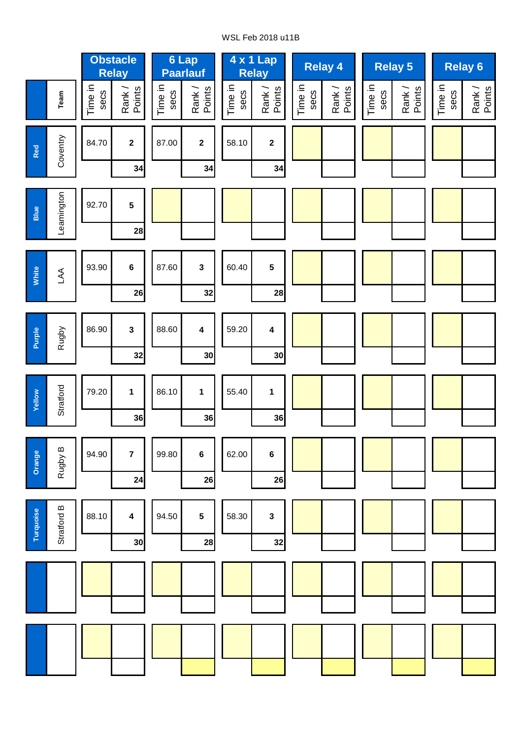WSL Feb 2018 u11B

| | | Obstacle Relay | | 6 Lap Paarlauf | | 4 x 1 Lap Relay | | Relay 4 | | Relay 5 | | Relay 6 | |
|---|---|---|---|---|---|---|---|---|---|---|---|---|---|
| | Team | Time in secs | Rank / Points | Time in secs | Rank / Points | Time in secs | Rank / Points | Time in secs | Rank / Points | Time in secs | Rank / Points | Time in secs | Rank / Points |
| Red | Coventry | 84.70 | 2 | 87.00 | 2 | 58.10 | 2 | | | | | | |
| | | | 34 | | 34 | | 34 | | | | | | |
| Blue | Leamington | 92.70 | 5 | | | | | | | | | | |
| | | | 28 | | | | | | | | | | |
| White | LAA | 93.90 | 6 | 87.60 | 3 | 60.40 | 5 | | | | | | |
| | | | 26 | | 32 | | 28 | | | | | | |
| Purple | Rugby | 86.90 | 3 | 88.60 | 4 | 59.20 | 4 | | | | | | |
| | | | 32 | | 30 | | 30 | | | | | | |
| Yellow | Stratford | 79.20 | 1 | 86.10 | 1 | 55.40 | 1 | | | | | | |
| | | | 36 | | 36 | | 36 | | | | | | |
| Orange | Rugby B | 94.90 | 7 | 99.80 | 6 | 62.00 | 6 | | | | | | |
| | | | 24 | | 26 | | 26 | | | | | | |
| Turquoise | Stratford B | 88.10 | 4 | 94.50 | 5 | 58.30 | 3 | | | | | | |
| | | | 30 | | 28 | | 32 | | | | | | |
| | | | | | | | | | | | | | |
| | | | | | | | | | | | | | |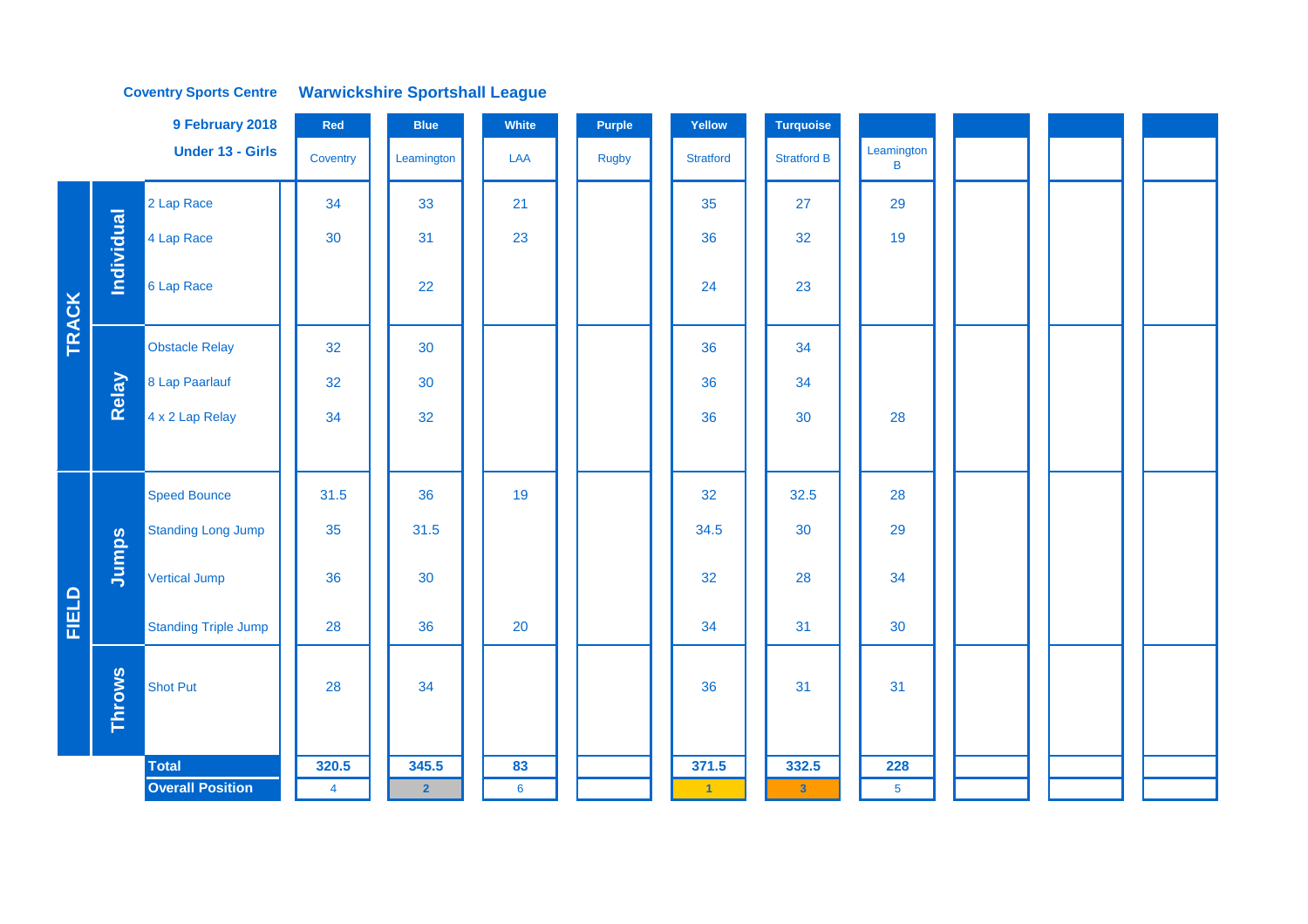**Coventry Sports Centre** **Warwickshire Sportshall League**

**9 February 2018**

**Under 13 - Girls**

| | | Event | Red | Blue | White | Purple | Yellow | Turquoise | | | | |
|---|---|---|---|---|---|---|---|---|---|---|---|---|
| | | | Coventry | Leamington | LAA | Rugby | Stratford | Stratford B | Leamington B | | | |
| TRACK | Individual | 2 Lap Race | 34 | 33 | 21 | | 35 | 27 | 29 | | | |
| | | 4 Lap Race | 30 | 31 | 23 | | 36 | 32 | 19 | | | |
| | | 6 Lap Race | | 22 | | | 24 | 23 | | | | |
| | Relay | Obstacle Relay | 32 | 30 | | | 36 | 34 | | | | |
| | | 8 Lap Paarlauf | 32 | 30 | | | 36 | 34 | | | | |
| | | 4 x 2 Lap Relay | 34 | 32 | | | 36 | 30 | 28 | | | |
| FIELD | Jumps | Speed Bounce | 31.5 | 36 | 19 | | 32 | 32.5 | 28 | | | |
| | | Standing Long Jump | 35 | 31.5 | | | 34.5 | 30 | 29 | | | |
| | | Vertical Jump | 36 | 30 | | | 32 | 28 | 34 | | | |
| | | Standing Triple Jump | 28 | 36 | 20 | | 34 | 31 | 30 | | | |
| | Throws | Shot Put | 28 | 34 | | | 36 | 31 | 31 | | | |
| | | **Total** | **320.5** | **345.5** | **83** | | **371.5** | **332.5** | **228** | | | |
| | | **Overall Position** | 4 | 2 | 6 | | 1 | 3 | 5 | | | |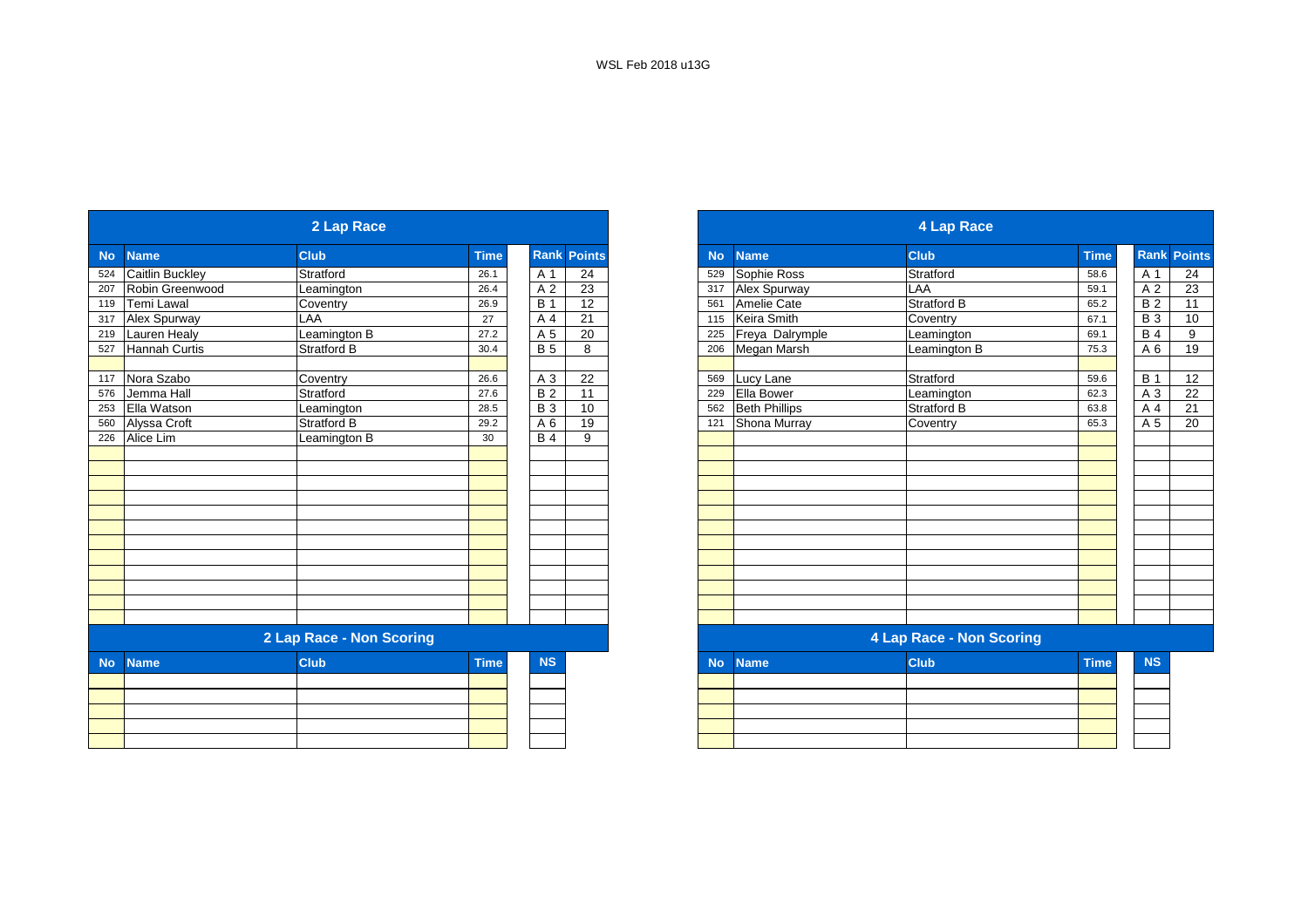WSL Feb 2018 u13G

## 2 Lap Race

| No | Name | Club | Time | Rank | Points |
|---|---|---|---|---|---|
| 524 | Caitlin Buckley | Stratford | 26.1 | A 1 | 24 |
| 207 | Robin Greenwood | Leamington | 26.4 | A 2 | 23 |
| 119 | Temi Lawal | Coventry | 26.9 | B 1 | 12 |
| 317 | Alex Spurway | LAA | 27 | A 4 | 21 |
| 219 | Lauren Healy | Leamington B | 27.2 | A 5 | 20 |
| 527 | Hannah Curtis | Stratford B | 30.4 | B 5 | 8 |
| | | | | | |
| 117 | Nora Szabo | Coventry | 26.6 | A 3 | 22 |
| 576 | Jemma Hall | Stratford | 27.6 | B 2 | 11 |
| 253 | Ella Watson | Leamington | 28.5 | B 3 | 10 |
| 560 | Alyssa Croft | Stratford B | 29.2 | A 6 | 19 |
| 226 | Alice Lim | Leamington B | 30 | B 4 | 9 |

## 2 Lap Race - Non Scoring

| No | Name | Club | Time | NS |
|---|---|---|---|---|
| | | | | |

## 4 Lap Race

| No | Name | Club | Time | Rank | Points |
|---|---|---|---|---|---|
| 529 | Sophie Ross | Stratford | 58.6 | A 1 | 24 |
| 317 | Alex Spurway | LAA | 59.1 | A 2 | 23 |
| 561 | Amelie Cate | Stratford B | 65.2 | B 2 | 11 |
| 115 | Keira Smith | Coventry | 67.1 | B 3 | 10 |
| 225 | Freya Dalrymple | Leamington | 69.1 | B 4 | 9 |
| 206 | Megan Marsh | Leamington B | 75.3 | A 6 | 19 |
| | | | | | |
| 569 | Lucy Lane | Stratford | 59.6 | B 1 | 12 |
| 229 | Ella Bower | Leamington | 62.3 | A 3 | 22 |
| 562 | Beth Phillips | Stratford B | 63.8 | A 4 | 21 |
| 121 | Shona Murray | Coventry | 65.3 | A 5 | 20 |

## 4 Lap Race - Non Scoring

| No | Name | Club | Time | NS |
|---|---|---|---|---|
| | | | | |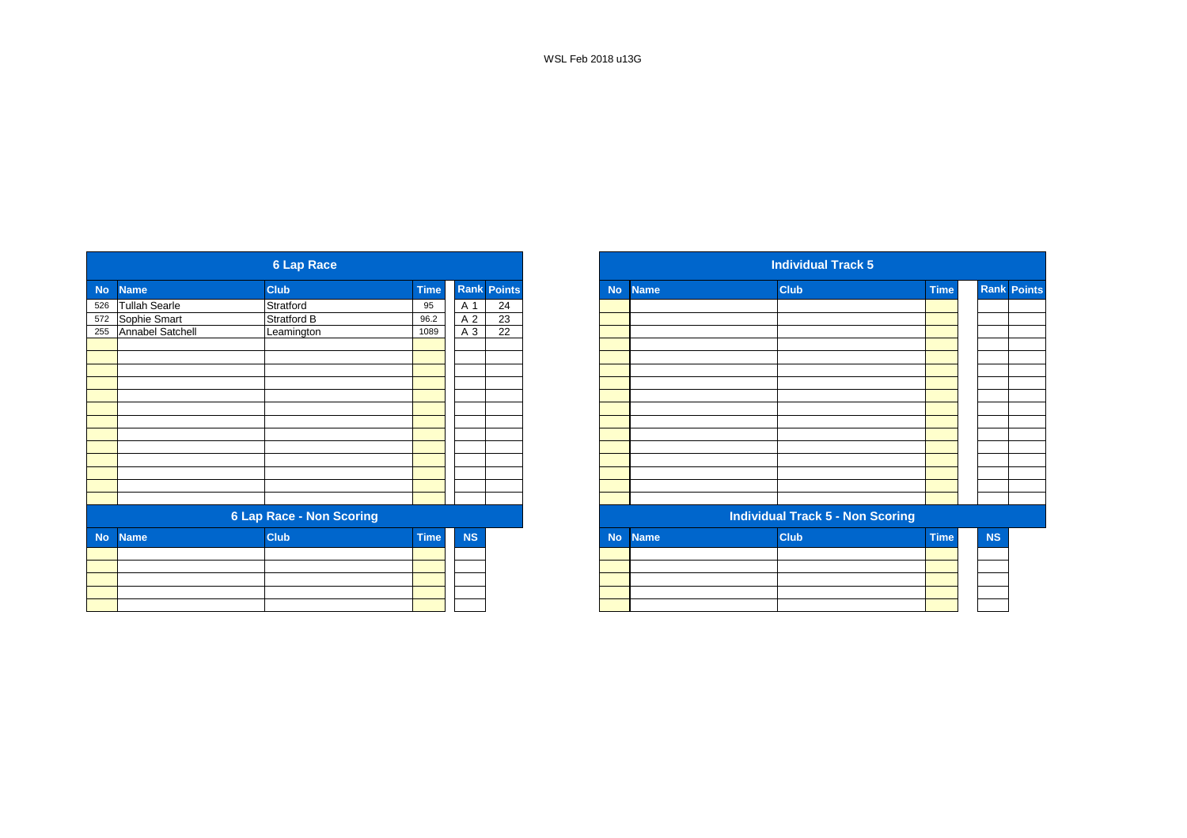WSL Feb 2018 u13G

## 6 Lap Race

| No | Name | Club | Time | Rank | Points |
|---|---|---|---|---|---|
| 526 | Tullah Searle | Stratford | 95 | A 1 | 24 |
| 572 | Sophie Smart | Stratford B | 96.2 | A 2 | 23 |
| 255 | Annabel Satchell | Leamington | 1089 | A 3 | 22 |
| | | | | | |
| | | | | | |
| | | | | | |
| | | | | | |
| | | | | | |
| | | | | | |
| | | | | | |
| | | | | | |
| | | | | | |
| | | | | | |
| | | | | | |
| | | | | | |
| | | | | | |

## 6 Lap Race - Non Scoring

| No | Name | Club | Time | NS |
|---|---|---|---|---|
| | | | | |
| | | | | |
| | | | | |
| | | | | |
| | | | | |

## Individual Track 5

| No | Name | Club | Time | Rank | Points |
|---|---|---|---|---|---|
| | | | | | |
| | | | | | |
| | | | | | |
| | | | | | |
| | | | | | |
| | | | | | |
| | | | | | |
| | | | | | |
| | | | | | |
| | | | | | |
| | | | | | |
| | | | | | |
| | | | | | |
| | | | | | |
| | | | | | |
| | | | | | |

## Individual Track 5 - Non Scoring

| No | Name | Club | Time | NS |
|---|---|---|---|---|
| | | | | |
| | | | | |
| | | | | |
| | | | | |
| | | | | |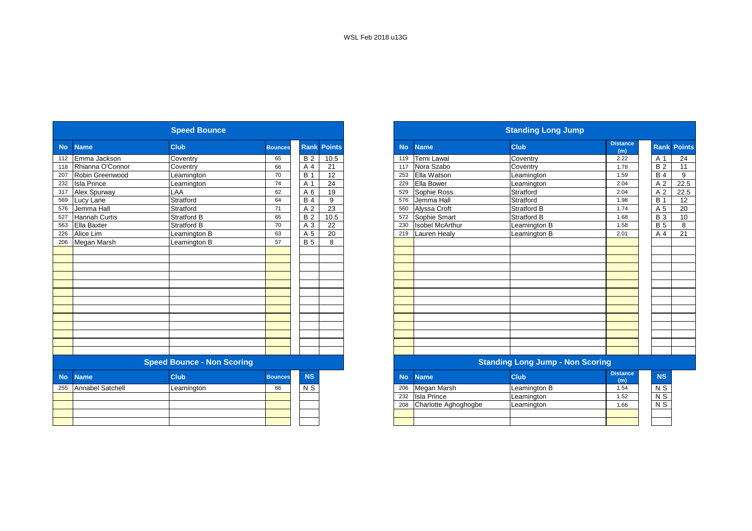WSL Feb 2018 u13G

## Speed Bounce

| No | Name | Club | Bounces | Rank | Points |
|---|---|---|---|---|---|
| 112 | Emma Jackson | Coventry | 65 | B 2 | 10.5 |
| 118 | Rhianna O'Connor | Coventry | 66 | A 4 | 21 |
| 207 | Robin Greenwood | Leamington | 70 | B 1 | 12 |
| 232 | Isla Prince | Leamington | 74 | A 1 | 24 |
| 317 | Alex Spurway | LAA | 62 | A 6 | 19 |
| 569 | Lucy Lane | Stratford | 64 | B 4 | 9 |
| 576 | Jemma Hall | Stratford | 71 | A 2 | 23 |
| 527 | Hannah Curtis | Stratford B | 65 | B 2 | 10.5 |
| 563 | Ella Baxter | Stratford B | 70 | A 3 | 22 |
| 226 | Alice Lim | Leamington B | 63 | A 5 | 20 |
| 206 | Megan Marsh | Leamington B | 57 | B 5 | 8 |

## Speed Bounce - Non Scoring

| No | Name | Club | Bounces | NS |
|---|---|---|---|---|
| 255 | Annabel Satchell | Leamington | 66 | N S |

## Standing Long Jump

| No | Name | Club | Distance (m) | Rank | Points |
|---|---|---|---|---|---|
| 119 | Temi Lawal | Coventry | 2.22 | A 1 | 24 |
| 117 | Nora Szabo | Coventry | 1.78 | B 2 | 11 |
| 253 | Ella Watson | Leamington | 1.59 | B 4 | 9 |
| 229 | Ella Bower | Leamington | 2.04 | A 2 | 22.5 |
| 529 | Sophie Ross | Stratford | 2.04 | A 2 | 22.5 |
| 576 | Jemma Hall | Stratford | 1.98 | B 1 | 12 |
| 560 | Alyssa Croft | Stratford B | 1.74 | A 5 | 20 |
| 572 | Sophie Smart | Stratford B | 1.68 | B 3 | 10 |
| 230 | Isobel McArthur | Leamington B | 1.58 | B 5 | 8 |
| 219 | Lauren Healy | Leamington B | 2.01 | A 4 | 21 |

## Standing Long Jump - Non Scoring

| No | Name | Club | Distance (m) | NS |
|---|---|---|---|---|
| 206 | Megan Marsh | Leamington B | 1.54 | N S |
| 232 | Isla Prince | Leamington | 1.52 | N S |
| 208 | Charlotte Aghoghogbe | Leamington | 1.66 | N S |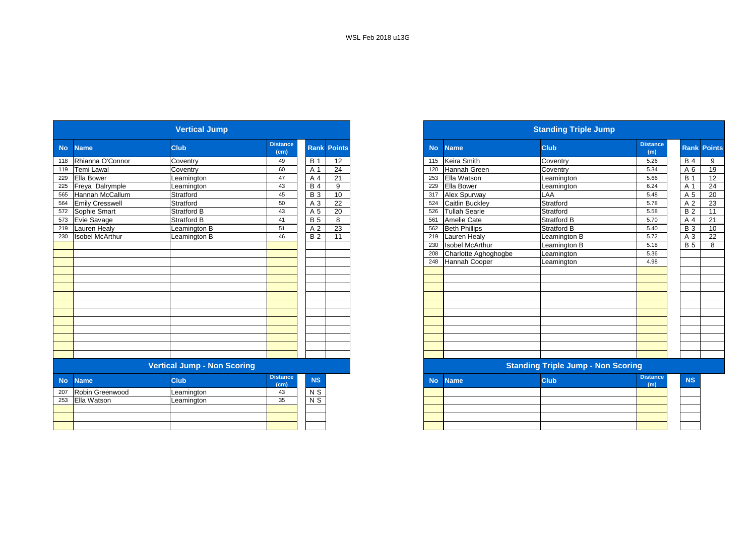WSL Feb 2018 u13G

## Vertical Jump

| No | Name | Club | Distance (cm) | Rank | Points |
|---|---|---|---|---|---|
| 118 | Rhianna O'Connor | Coventry | 49 | B 1 | 12 |
| 119 | Temi Lawal | Coventry | 60 | A 1 | 24 |
| 229 | Ella Bower | Leamington | 47 | A 4 | 21 |
| 225 | Freya Dalrymple | Leamington | 43 | B 4 | 9 |
| 565 | Hannah McCallum | Stratford | 45 | B 3 | 10 |
| 564 | Emily Cresswell | Stratford | 50 | A 3 | 22 |
| 572 | Sophie Smart | Stratford B | 43 | A 5 | 20 |
| 573 | Evie Savage | Stratford B | 41 | B 5 | 8 |
| 219 | Lauren Healy | Leamington B | 51 | A 2 | 23 |
| 230 | Isobel McArthur | Leamington B | 46 | B 2 | 11 |

## Vertical Jump - Non Scoring

| No | Name | Club | Distance (cm) | NS |
|---|---|---|---|---|
| 207 | Robin Greenwood | Leamington | 43 | N S |
| 253 | Ella Watson | Leamington | 35 | N S |

## Standing Triple Jump

| No | Name | Club | Distance (m) | Rank | Points |
|---|---|---|---|---|---|
| 115 | Keira Smith | Coventry | 5.26 | B 4 | 9 |
| 120 | Hannah Green | Coventry | 5.34 | A 6 | 19 |
| 253 | Ella Watson | Leamington | 5.66 | B 1 | 12 |
| 229 | Ella Bower | Leamington | 6.24 | A 1 | 24 |
| 317 | Alex Spurway | LAA | 5.48 | A 5 | 20 |
| 524 | Caitlin Buckley | Stratford | 5.78 | A 2 | 23 |
| 526 | Tullah Searle | Stratford | 5.58 | B 2 | 11 |
| 561 | Amelie Cate | Stratford B | 5.70 | A 4 | 21 |
| 562 | Beth Phillips | Stratford B | 5.40 | B 3 | 10 |
| 219 | Lauren Healy | Leamington B | 5.72 | A 3 | 22 |
| 230 | Isobel McArthur | Leamington B | 5.18 | B 5 | 8 |
| 208 | Charlotte Aghoghogbe | Leamington | 5.36 | | |
| 248 | Hannah Cooper | Leamington | 4.98 | | |

## Standing Triple Jump - Non Scoring

| No | Name | Club | Distance (m) | NS |
|---|---|---|---|---|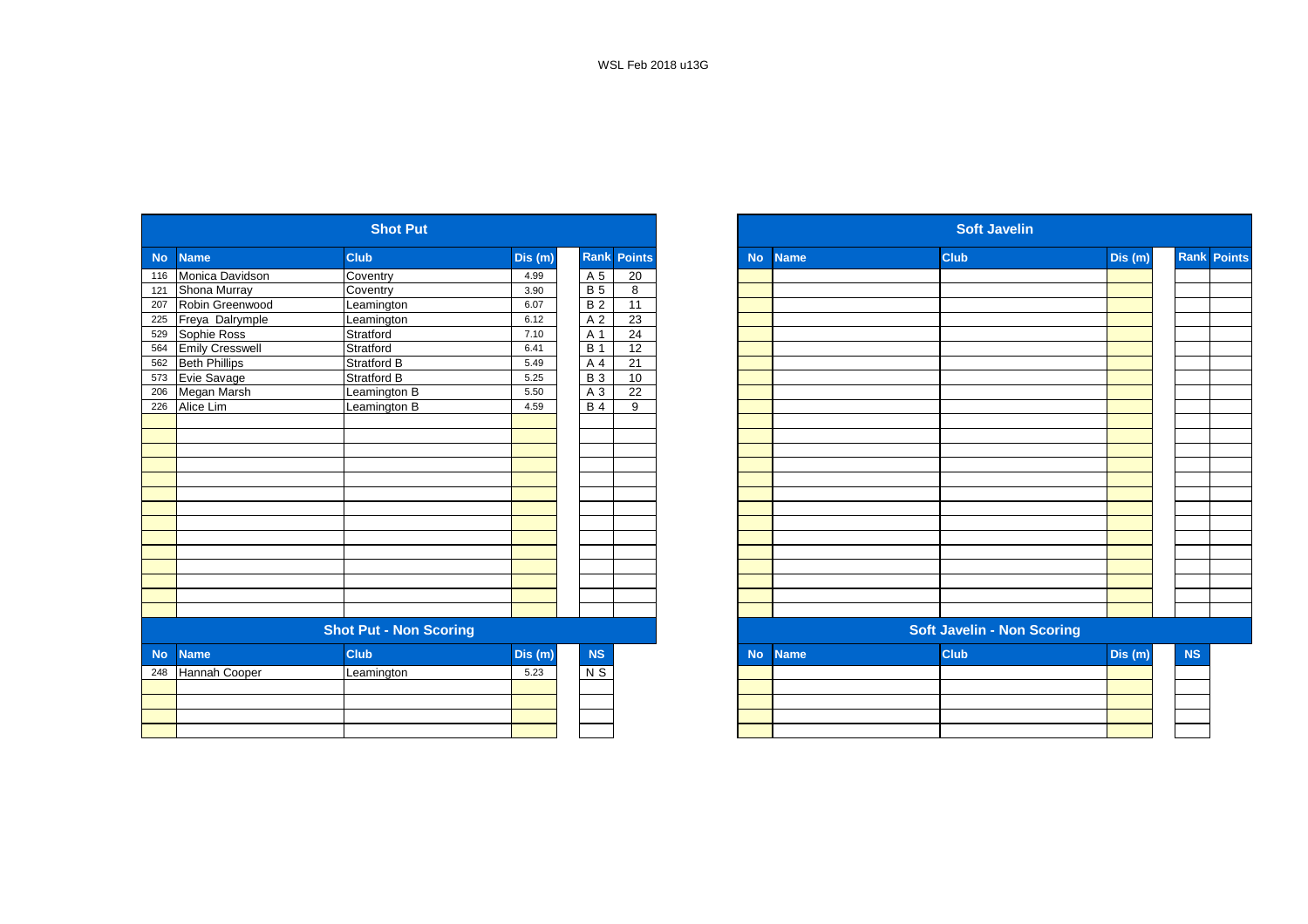WSL Feb 2018 u13G

## Shot Put

| No | Name | Club | Dis (m) | Rank | Points |
|---|---|---|---|---|---|
| 116 | Monica Davidson | Coventry | 4.99 | A 5 | 20 |
| 121 | Shona Murray | Coventry | 3.90 | B 5 | 8 |
| 207 | Robin Greenwood | Leamington | 6.07 | B 2 | 11 |
| 225 | Freya Dalrymple | Leamington | 6.12 | A 2 | 23 |
| 529 | Sophie Ross | Stratford | 7.10 | A 1 | 24 |
| 564 | Emily Cresswell | Stratford | 6.41 | B 1 | 12 |
| 562 | Beth Phillips | Stratford B | 5.49 | A 4 | 21 |
| 573 | Evie Savage | Stratford B | 5.25 | B 3 | 10 |
| 206 | Megan Marsh | Leamington B | 5.50 | A 3 | 22 |
| 226 | Alice Lim | Leamington B | 4.59 | B 4 | 9 |

## Shot Put - Non Scoring

| No | Name | Club | Dis (m) | NS |
|---|---|---|---|---|
| 248 | Hannah Cooper | Leamington | 5.23 | N S |

## Soft Javelin

| No | Name | Club | Dis (m) | Rank | Points |
|---|---|---|---|---|---|

## Soft Javelin - Non Scoring

| No | Name | Club | Dis (m) | NS |
|---|---|---|---|---|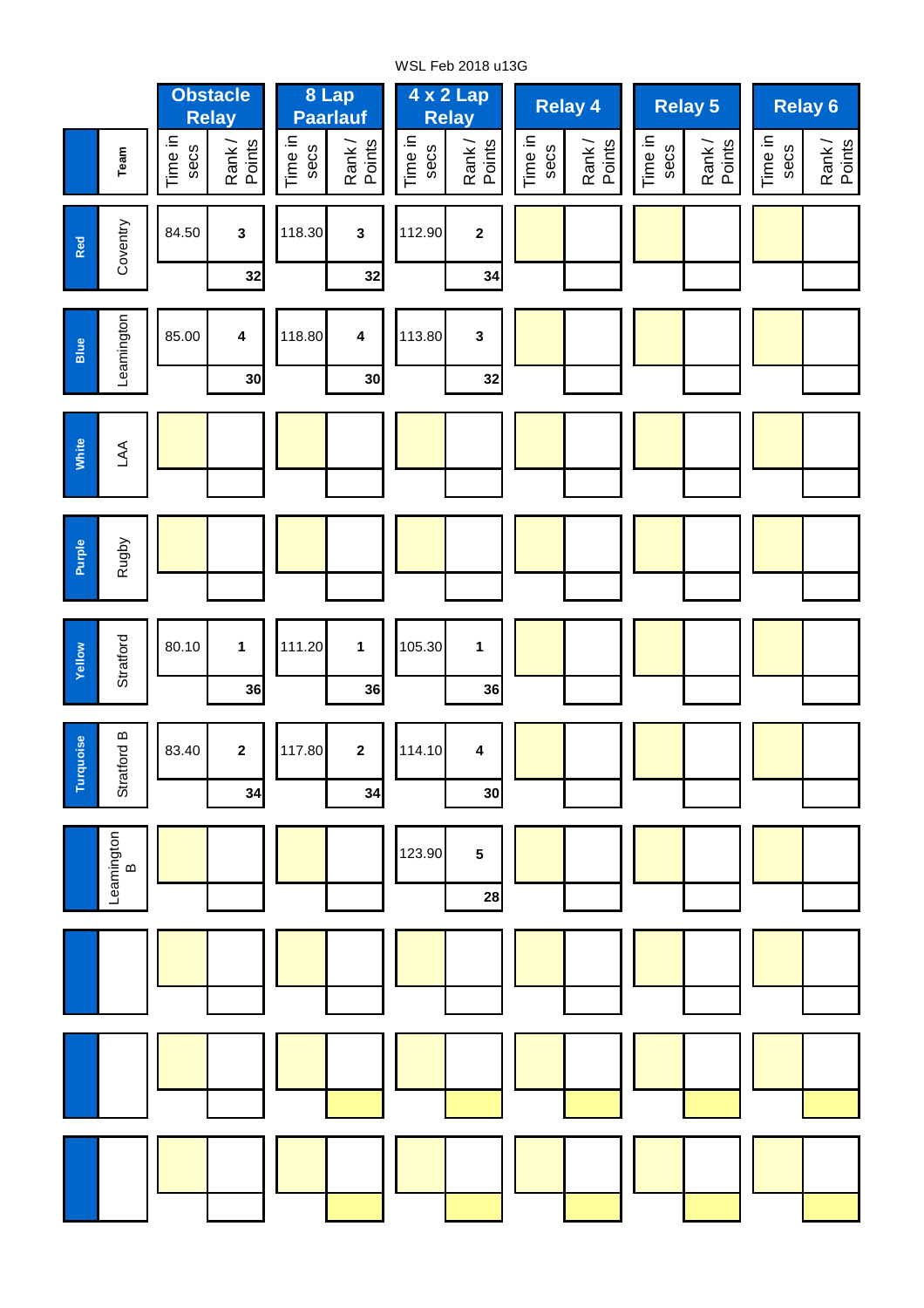WSL Feb 2018 u13G

| | Team | Obstacle Relay | | 8 Lap Paarlauf | | 4 x 2 Lap Relay | | Relay 4 | | Relay 5 | | Relay 6 | |
|---|---|---|---|---|---|---|---|---|---|---|---|---|---|
| | | Time in secs | Rank / Points | Time in secs | Rank / Points | Time in secs | Rank / Points | Time in secs | Rank / Points | Time in secs | Rank / Points | Time in secs | Rank / Points |
| Red | Coventry | 84.50 | 3 | 118.30 | 3 | 112.90 | 2 | | | | | | |
| | | | 32 | | 32 | | 34 | | | | | | |
| Blue | Leamington | 85.00 | 4 | 118.80 | 4 | 113.80 | 3 | | | | | | |
| | | | 30 | | 30 | | 32 | | | | | | |
| White | LAA | | | | | | | | | | | | |
| | | | | | | | | | | | | | |
| Purple | Rugby | | | | | | | | | | | | |
| | | | | | | | | | | | | | |
| Yellow | Stratford | 80.10 | 1 | 111.20 | 1 | 105.30 | 1 | | | | | | |
| | | | 36 | | 36 | | 36 | | | | | | |
| Turquoise | Stratford B | 83.40 | 2 | 117.80 | 2 | 114.10 | 4 | | | | | | |
| | | | 34 | | 34 | | 30 | | | | | | |
| | Leamington B | | | | | 123.90 | 5 | | | | | | |
| | | | | | | | 28 | | | | | | |
| | | | | | | | | | | | | | |
| | | | | | | | | | | | | | |
| | | | | | | | | | | | | | |
| | | | | | | | | | | | | | |
| | | | | | | | | | | | | | |
| | | | | | | | | | | | | | |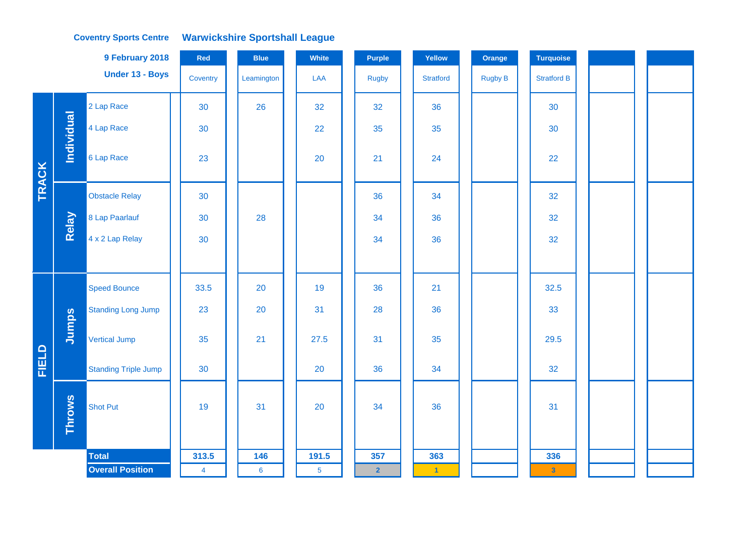**Coventry Sports Centre** **Warwickshire Sportshall League**

**9 February 2018**

**Under 13 - Boys**

| | | | Red | Blue | White | Purple | Yellow | Orange | Turquoise | | |
|---|---|---|---|---|---|---|---|---|---|---|---|
| | | | Coventry | Leamington | LAA | Rugby | Stratford | Rugby B | Stratford B | | |
| TRACK | Individual | 2 Lap Race | 30 | 26 | 32 | 32 | 36 | | 30 | | |
| | | 4 Lap Race | 30 | | 22 | 35 | 35 | | 30 | | |
| | | 6 Lap Race | 23 | | 20 | 21 | 24 | | 22 | | |
| | Relay | Obstacle Relay | 30 | | | 36 | 34 | | 32 | | |
| | | 8 Lap Paarlauf | 30 | 28 | | 34 | 36 | | 32 | | |
| | | 4 x 2 Lap Relay | 30 | | | 34 | 36 | | 32 | | |
| FIELD | Jumps | Speed Bounce | 33.5 | 20 | 19 | 36 | 21 | | 32.5 | | |
| | | Standing Long Jump | 23 | 20 | 31 | 28 | 36 | | 33 | | |
| | | Vertical Jump | 35 | 21 | 27.5 | 31 | 35 | | 29.5 | | |
| | | Standing Triple Jump | 30 | | 20 | 36 | 34 | | 32 | | |
| | Throws | Shot Put | 19 | 31 | 20 | 34 | 36 | | 31 | | |
| | | **Total** | **313.5** | **146** | **191.5** | **357** | **363** | | **336** | | |
| | | **Overall Position** | 4 | 6 | 5 | 2 | 1 | | 3 | | |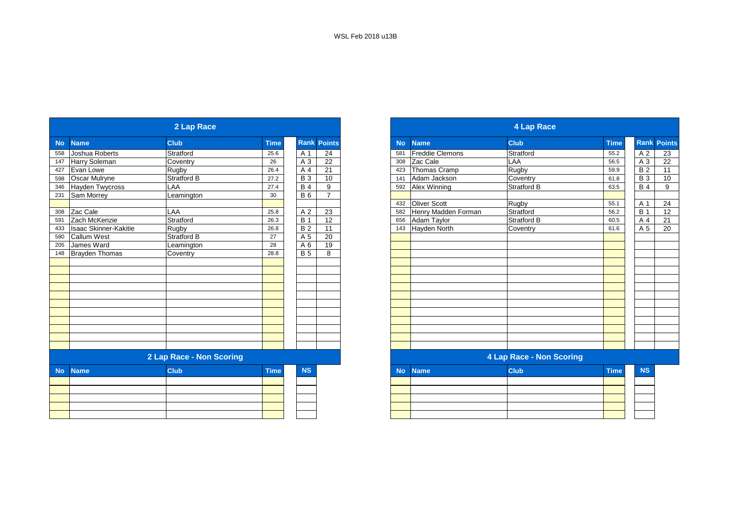WSL Feb 2018 u13B

## 2 Lap Race

| No | Name | Club | Time | Rank | Points |
|---|---|---|---|---|---|
| 558 | Joshua Roberts | Stratford | 25.6 | A 1 | 24 |
| 147 | Harry Soleman | Coventry | 26 | A 3 | 22 |
| 427 | Evan Lowe | Rugby | 26.4 | A 4 | 21 |
| 598 | Oscar Mulryne | Stratford B | 27.2 | B 3 | 10 |
| 346 | Hayden Twycross | LAA | 27.4 | B 4 | 9 |
| 231 | Sam Morrey | Leamington | 30 | B 6 | 7 |
| | | | | | |
| 308 | Zac Cale | LAA | 25.8 | A 2 | 23 |
| 591 | Zach McKenzie | Stratford | 26.3 | B 1 | 12 |
| 433 | Isaac Skinner-Kakitie | Rugby | 26.8 | B 2 | 11 |
| 580 | Callum West | Stratford B | 27 | A 5 | 20 |
| 205 | James Ward | Leamington | 28 | A 6 | 19 |
| 148 | Brayden Thomas | Coventry | 28.8 | B 5 | 8 |

## 2 Lap Race - Non Scoring

| No | Name | Club | Time | NS |
|---|---|---|---|---|

## 4 Lap Race

| No | Name | Club | Time | Rank | Points |
|---|---|---|---|---|---|
| 581 | Freddie Clemons | Stratford | 55.2 | A 2 | 23 |
| 308 | Zac Cale | LAA | 56.5 | A 3 | 22 |
| 423 | Thomas Cramp | Rugby | 59.9 | B 2 | 11 |
| 141 | Adam Jackson | Coventry | 61.8 | B 3 | 10 |
| 592 | Alex Winning | Stratford B | 63.5 | B 4 | 9 |
| | | | | | |
| 432 | Oliver Scott | Rugby | 55.1 | A 1 | 24 |
| 582 | Henry Madden Forman | Stratford | 56.2 | B 1 | 12 |
| 656 | Adam Taylor | Stratford B | 60.5 | A 4 | 21 |
| 143 | Hayden North | Coventry | 61.6 | A 5 | 20 |

## 4 Lap Race - Non Scoring

| No | Name | Club | Time | NS |
|---|---|---|---|---|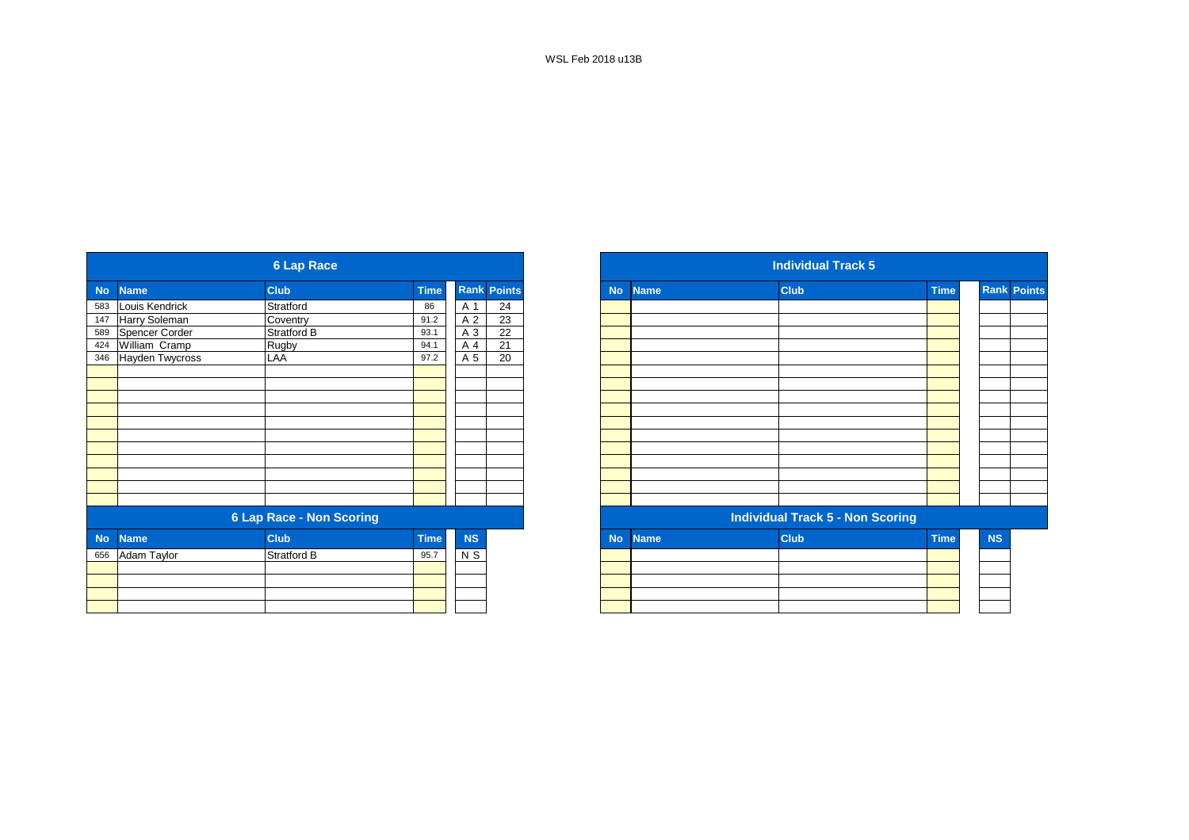WSL Feb 2018 u13B

## 6 Lap Race

| No | Name | Club | Time | Rank | Points |
|---|---|---|---|---|---|
| 583 | Louis Kendrick | Stratford | 86 | A 1 | 24 |
| 147 | Harry Soleman | Coventry | 91.2 | A 2 | 23 |
| 589 | Spencer Corder | Stratford B | 93.1 | A 3 | 22 |
| 424 | William  Cramp | Rugby | 94.1 | A 4 | 21 |
| 346 | Hayden Twycross | LAA | 97.2 | A 5 | 20 |

## 6 Lap Race - Non Scoring

| No | Name | Club | Time | NS |
|---|---|---|---|---|
| 656 | Adam Taylor | Stratford B | 95.7 | N S |

## Individual Track 5

| No | Name | Club | Time | Rank | Points |
|---|---|---|---|---|---|

## Individual Track 5 - Non Scoring

| No | Name | Club | Time | NS |
|---|---|---|---|---|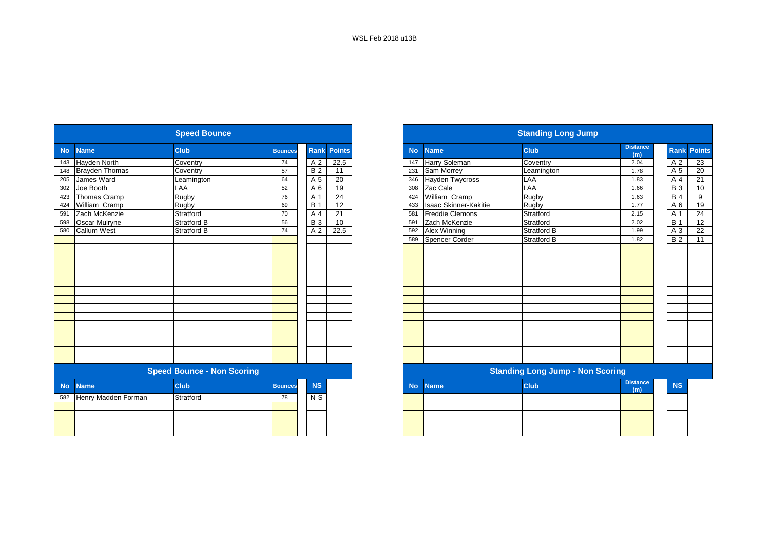WSL Feb 2018 u13B

## Speed Bounce

| No | Name | Club | Bounces | Rank | Points |
|---|---|---|---|---|---|
| 143 | Hayden North | Coventry | 74 | A 2 | 22.5 |
| 148 | Brayden Thomas | Coventry | 57 | B 2 | 11 |
| 205 | James Ward | Leamington | 64 | A 5 | 20 |
| 302 | Joe Booth | LAA | 52 | A 6 | 19 |
| 423 | Thomas Cramp | Rugby | 76 | A 1 | 24 |
| 424 | William Cramp | Rugby | 69 | B 1 | 12 |
| 591 | Zach McKenzie | Stratford | 70 | A 4 | 21 |
| 598 | Oscar Mulryne | Stratford B | 56 | B 3 | 10 |
| 580 | Callum West | Stratford B | 74 | A 2 | 22.5 |

## Speed Bounce - Non Scoring

| No | Name | Club | Bounces | NS |
|---|---|---|---|---|
| 582 | Henry Madden Forman | Stratford | 78 | N S |

## Standing Long Jump

| No | Name | Club | Distance (m) | Rank | Points |
|---|---|---|---|---|---|
| 147 | Harry Soleman | Coventry | 2.04 | A 2 | 23 |
| 231 | Sam Morrey | Leamington | 1.78 | A 5 | 20 |
| 346 | Hayden Twycross | LAA | 1.83 | A 4 | 21 |
| 308 | Zac Cale | LAA | 1.66 | B 3 | 10 |
| 424 | William Cramp | Rugby | 1.63 | B 4 | 9 |
| 433 | Isaac Skinner-Kakitie | Rugby | 1.77 | A 6 | 19 |
| 581 | Freddie Clemons | Stratford | 2.15 | A 1 | 24 |
| 591 | Zach McKenzie | Stratford | 2.02 | B 1 | 12 |
| 592 | Alex Winning | Stratford B | 1.99 | A 3 | 22 |
| 589 | Spencer Corder | Stratford B | 1.82 | B 2 | 11 |

## Standing Long Jump - Non Scoring

| No | Name | Club | Distance (m) | NS |
|---|---|---|---|---|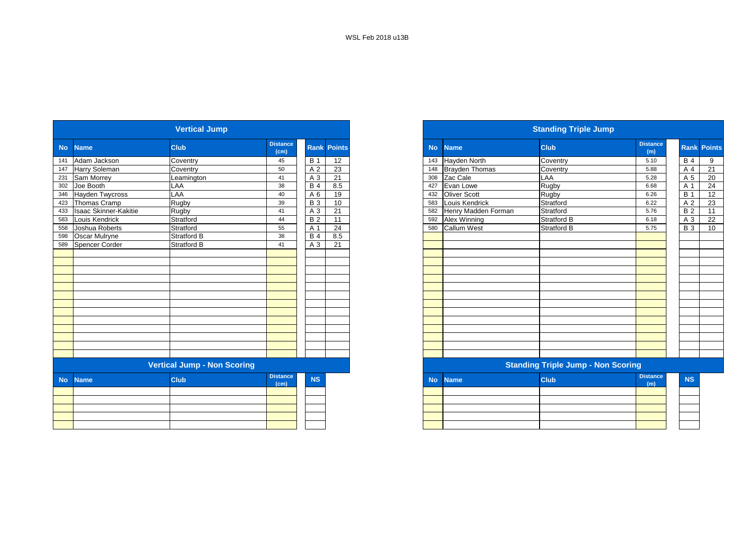WSL Feb 2018 u13B

## Vertical Jump

| No | Name | Club | Distance (cm) | Rank | Points |
|---|---|---|---|---|---|
| 141 | Adam Jackson | Coventry | 45 | B 1 | 12 |
| 147 | Harry Soleman | Coventry | 50 | A 2 | 23 |
| 231 | Sam Morrey | Leamington | 41 | A 3 | 21 |
| 302 | Joe Booth | LAA | 38 | B 4 | 8.5 |
| 346 | Hayden Twycross | LAA | 40 | A 6 | 19 |
| 423 | Thomas Cramp | Rugby | 39 | B 3 | 10 |
| 433 | Isaac Skinner-Kakitie | Rugby | 41 | A 3 | 21 |
| 583 | Louis Kendrick | Stratford | 44 | B 2 | 11 |
| 558 | Joshua Roberts | Stratford | 55 | A 1 | 24 |
| 598 | Oscar Mulryne | Stratford B | 38 | B 4 | 8.5 |
| 589 | Spencer Corder | Stratford B | 41 | A 3 | 21 |

## Vertical Jump - Non Scoring

| No | Name | Club | Distance (cm) | NS |
|---|---|---|---|---|

## Standing Triple Jump

| No | Name | Club | Distance (m) | Rank | Points |
|---|---|---|---|---|---|
| 143 | Hayden North | Coventry | 5.10 | B 4 | 9 |
| 148 | Brayden Thomas | Coventry | 5.88 | A 4 | 21 |
| 308 | Zac Cale | LAA | 5.28 | A 5 | 20 |
| 427 | Evan Lowe | Rugby | 6.68 | A 1 | 24 |
| 432 | Oliver Scott | Rugby | 6.26 | B 1 | 12 |
| 583 | Louis Kendrick | Stratford | 6.22 | A 2 | 23 |
| 582 | Henry Madden Forman | Stratford | 5.76 | B 2 | 11 |
| 592 | Alex Winning | Stratford B | 6.18 | A 3 | 22 |
| 580 | Callum West | Stratford B | 5.75 | B 3 | 10 |

## Standing Triple Jump - Non Scoring

| No | Name | Club | Distance (m) | NS |
|---|---|---|---|---|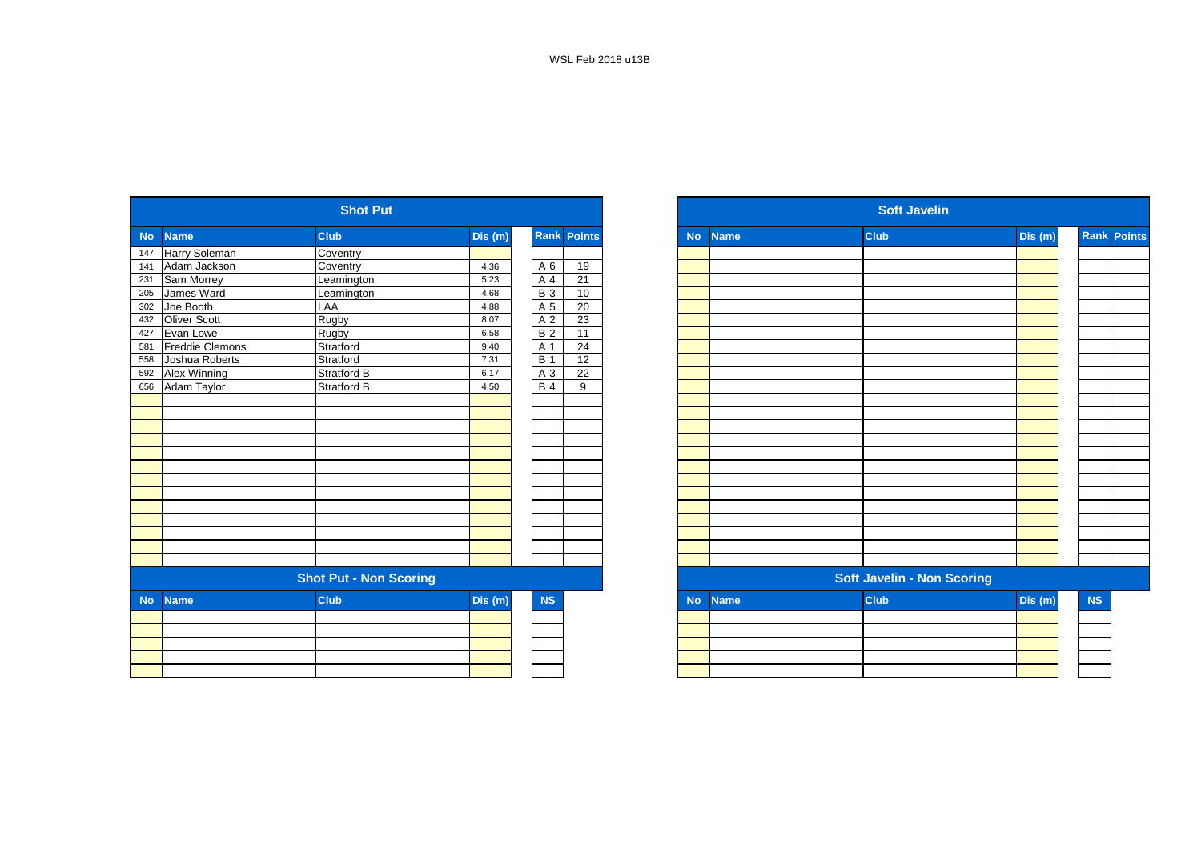WSL Feb 2018 u13B

## Shot Put

| No | Name | Club | Dis (m) | Rank | Points |
|---|---|---|---|---|---|
| 147 | Harry Soleman | Coventry | | | |
| 141 | Adam Jackson | Coventry | 4.36 | A 6 | 19 |
| 231 | Sam Morrey | Leamington | 5.23 | A 4 | 21 |
| 205 | James Ward | Leamington | 4.68 | B 3 | 10 |
| 302 | Joe Booth | LAA | 4.88 | A 5 | 20 |
| 432 | Oliver Scott | Rugby | 8.07 | A 2 | 23 |
| 427 | Evan Lowe | Rugby | 6.58 | B 2 | 11 |
| 581 | Freddie Clemons | Stratford | 9.40 | A 1 | 24 |
| 558 | Joshua Roberts | Stratford | 7.31 | B 1 | 12 |
| 592 | Alex Winning | Stratford B | 6.17 | A 3 | 22 |
| 656 | Adam Taylor | Stratford B | 4.50 | B 4 | 9 |

## Shot Put - Non Scoring

| No | Name | Club | Dis (m) | NS |
|---|---|---|---|---|

## Soft Javelin

| No | Name | Club | Dis (m) | Rank | Points |
|---|---|---|---|---|---|

## Soft Javelin - Non Scoring

| No | Name | Club | Dis (m) | NS |
|---|---|---|---|---|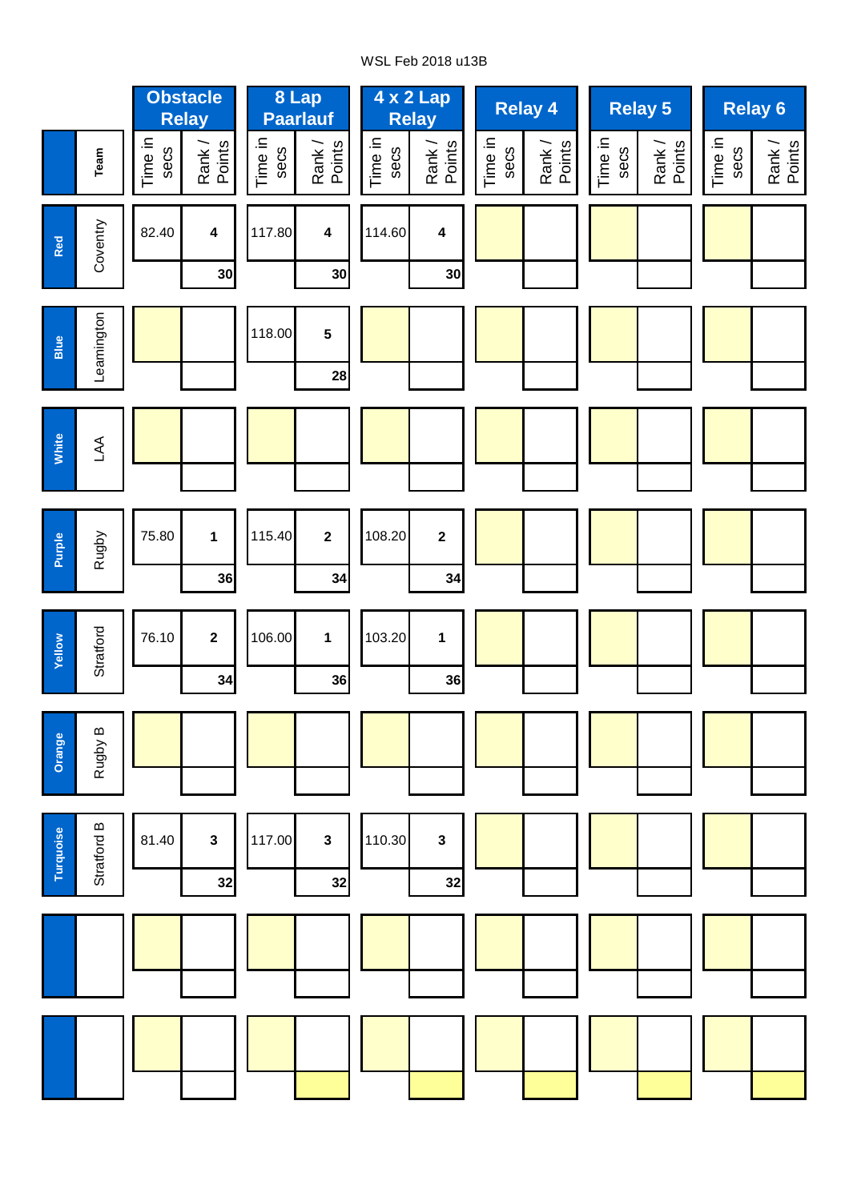WSL Feb 2018 u13B

| | Team | Obstacle Relay | | 8 Lap Paarlauf | | 4 x 2 Lap Relay | | Relay 4 | | Relay 5 | | Relay 6 | |
|---|---|---|---|---|---|---|---|---|---|---|---|---|---|
| | | Time in secs | Rank / Points | Time in secs | Rank / Points | Time in secs | Rank / Points | Time in secs | Rank / Points | Time in secs | Rank / Points | Time in secs | Rank / Points |
| Red | Coventry | 82.40 | 4 | 117.80 | 4 | 114.60 | 4 | | | | | | |
| | | | 30 | | 30 | | 30 | | | | | | |
| Blue | Leamington | | | 118.00 | 5 | | | | | | | | |
| | | | | | 28 | | | | | | | | |
| White | LAA | | | | | | | | | | | | |
| | | | | | | | | | | | | | |
| Purple | Rugby | 75.80 | 1 | 115.40 | 2 | 108.20 | 2 | | | | | | |
| | | | 36 | | 34 | | 34 | | | | | | |
| Yellow | Stratford | 76.10 | 2 | 106.00 | 1 | 103.20 | 1 | | | | | | |
| | | | 34 | | 36 | | 36 | | | | | | |
| Orange | Rugby B | | | | | | | | | | | | |
| | | | | | | | | | | | | | |
| Turquoise | Stratford B | 81.40 | 3 | 117.00 | 3 | 110.30 | 3 | | | | | | |
| | | | 32 | | 32 | | 32 | | | | | | |
| | | | | | | | | | | | | | |
| | | | | | | | | | | | | | |
| | | | | | | | | | | | | | |
| | | | | | | | | | | | | | |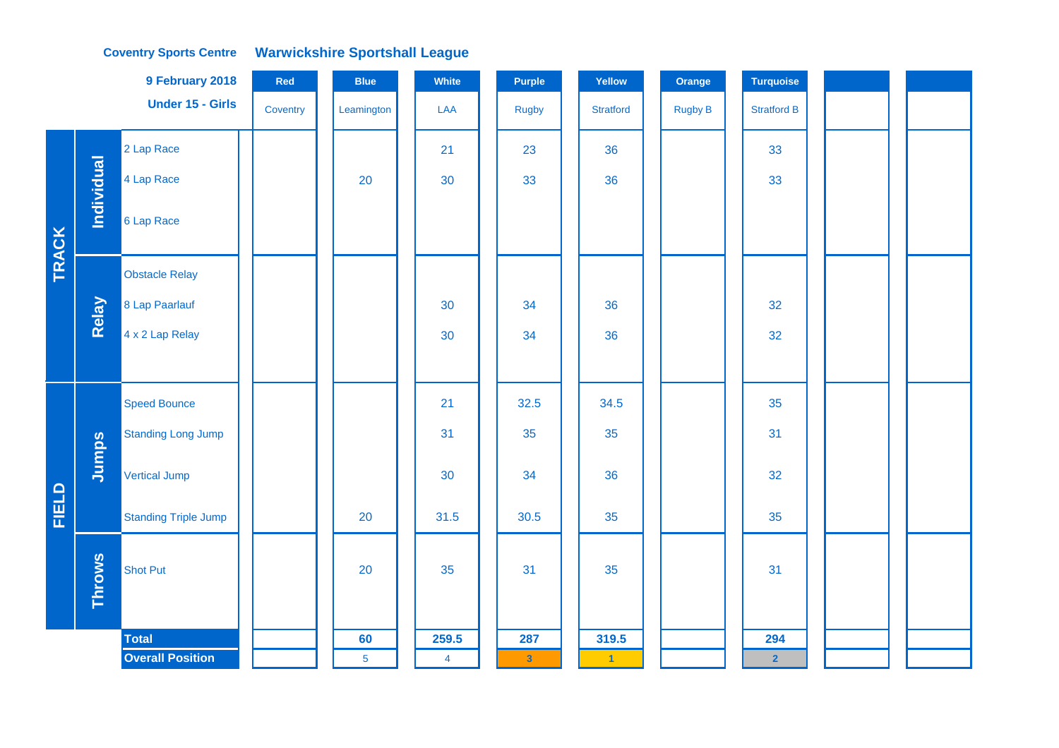**Coventry Sports Centre** **Warwickshire Sportshall League**

**9 February 2018**

**Under 15 - Girls**

| | | | Red | Blue | White | Purple | Yellow | Orange | Turquoise | | |
|---|---|---|---|---|---|---|---|---|---|---|---|
| | | | Coventry | Leamington | LAA | Rugby | Stratford | Rugby B | Stratford B | | |
| TRACK | Individual | 2 Lap Race | | | 21 | 23 | 36 | | 33 | | |
| | | 4 Lap Race | | 20 | 30 | 33 | 36 | | 33 | | |
| | | 6 Lap Race | | | | | | | | | |
| | Relay | Obstacle Relay | | | | | | | | | |
| | | 8 Lap Paarlauf | | | 30 | 34 | 36 | | 32 | | |
| | | 4 x 2 Lap Relay | | | 30 | 34 | 36 | | 32 | | |
| FIELD | Jumps | Speed Bounce | | | 21 | 32.5 | 34.5 | | 35 | | |
| | | Standing Long Jump | | | 31 | 35 | 35 | | 31 | | |
| | | Vertical Jump | | | 30 | 34 | 36 | | 32 | | |
| | | Standing Triple Jump | | 20 | 31.5 | 30.5 | 35 | | 35 | | |
| | Throws | Shot Put | | 20 | 35 | 31 | 35 | | 31 | | |
| | | **Total** | | **60** | **259.5** | **287** | **319.5** | | **294** | | |
| | | **Overall Position** | | 5 | 4 | 3 | 1 | | 2 | | |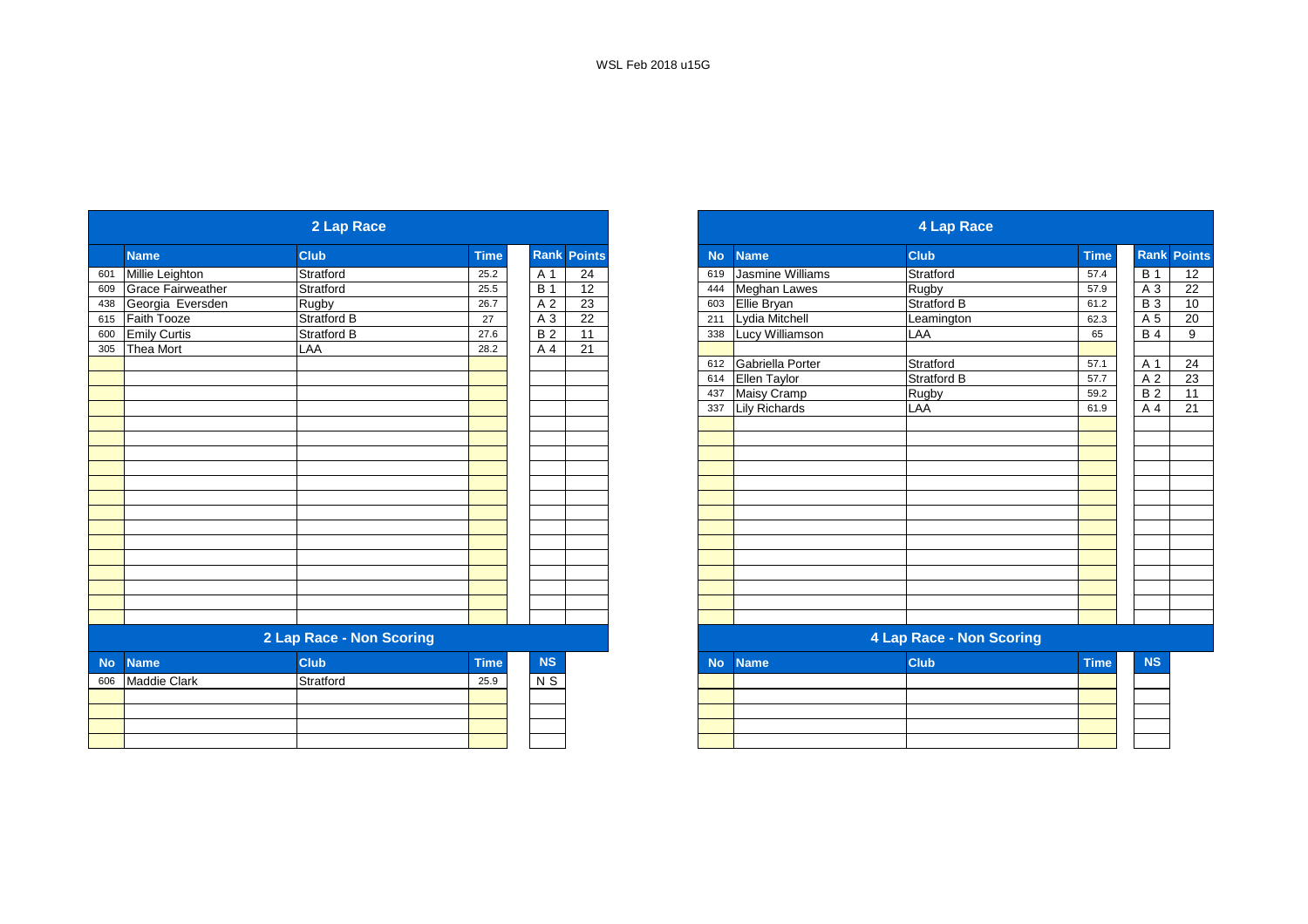WSL Feb 2018 u15G

## 2 Lap Race

| No | Name | Club | Time | Rank | Points |
|---|---|---|---|---|---|
| 601 | Millie Leighton | Stratford | 25.2 | A 1 | 24 |
| 609 | Grace Fairweather | Stratford | 25.5 | B 1 | 12 |
| 438 | Georgia Eversden | Rugby | 26.7 | A 2 | 23 |
| 615 | Faith Tooze | Stratford B | 27 | A 3 | 22 |
| 600 | Emily Curtis | Stratford B | 27.6 | B 2 | 11 |
| 305 | Thea Mort | LAA | 28.2 | A 4 | 21 |

## 2 Lap Race - Non Scoring

| No | Name | Club | Time | NS |
|---|---|---|---|---|
| 606 | Maddie Clark | Stratford | 25.9 | N S |

## 4 Lap Race

| No | Name | Club | Time | Rank | Points |
|---|---|---|---|---|---|
| 619 | Jasmine Williams | Stratford | 57.4 | B 1 | 12 |
| 444 | Meghan Lawes | Rugby | 57.9 | A 3 | 22 |
| 603 | Ellie Bryan | Stratford B | 61.2 | B 3 | 10 |
| 211 | Lydia Mitchell | Leamington | 62.3 | A 5 | 20 |
| 338 | Lucy Williamson | LAA | 65 | B 4 | 9 |
| | | | | | |
| 612 | Gabriella Porter | Stratford | 57.1 | A 1 | 24 |
| 614 | Ellen Taylor | Stratford B | 57.7 | A 2 | 23 |
| 437 | Maisy Cramp | Rugby | 59.2 | B 2 | 11 |
| 337 | Lily Richards | LAA | 61.9 | A 4 | 21 |

## 4 Lap Race - Non Scoring

| No | Name | Club | Time | NS |
|---|---|---|---|---|
| | | | | |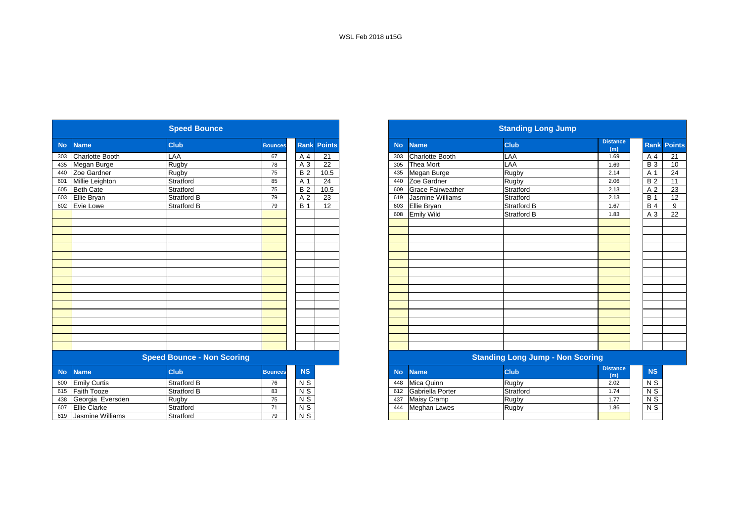WSL Feb 2018 u15G

## Speed Bounce

| No | Name | Club | Bounces | Rank | Points |
|---|---|---|---|---|---|
| 303 | Charlotte Booth | LAA | 67 | A 4 | 21 |
| 435 | Megan Burge | Rugby | 78 | A 3 | 22 |
| 440 | Zoe Gardner | Rugby | 75 | B 2 | 10.5 |
| 601 | Millie Leighton | Stratford | 85 | A 1 | 24 |
| 605 | Beth Cate | Stratford | 75 | B 2 | 10.5 |
| 603 | Ellie Bryan | Stratford B | 79 | A 2 | 23 |
| 602 | Evie Lowe | Stratford B | 79 | B 1 | 12 |

## Speed Bounce - Non Scoring

| No | Name | Club | Bounces | NS |
|---|---|---|---|---|
| 600 | Emily Curtis | Stratford B | 76 | N S |
| 615 | Faith Tooze | Stratford B | 83 | N S |
| 438 | Georgia Eversden | Rugby | 75 | N S |
| 607 | Ellie Clarke | Stratford | 71 | N S |
| 619 | Jasmine Williams | Stratford | 79 | N S |

## Standing Long Jump

| No | Name | Club | Distance (m) | Rank | Points |
|---|---|---|---|---|---|
| 303 | Charlotte Booth | LAA | 1.69 | A 4 | 21 |
| 305 | Thea Mort | LAA | 1.69 | B 3 | 10 |
| 435 | Megan Burge | Rugby | 2.14 | A 1 | 24 |
| 440 | Zoe Gardner | Rugby | 2.06 | B 2 | 11 |
| 609 | Grace Fairweather | Stratford | 2.13 | A 2 | 23 |
| 619 | Jasmine Williams | Stratford | 2.13 | B 1 | 12 |
| 603 | Ellie Bryan | Stratford B | 1.67 | B 4 | 9 |
| 608 | Emily Wild | Stratford B | 1.83 | A 3 | 22 |

## Standing Long Jump - Non Scoring

| No | Name | Club | Distance (m) | NS |
|---|---|---|---|---|
| 448 | Mica Quinn | Rugby | 2.02 | N S |
| 612 | Gabriella Porter | Stratford | 1.74 | N S |
| 437 | Maisy Cramp | Rugby | 1.77 | N S |
| 444 | Meghan Lawes | Rugby | 1.86 | N S |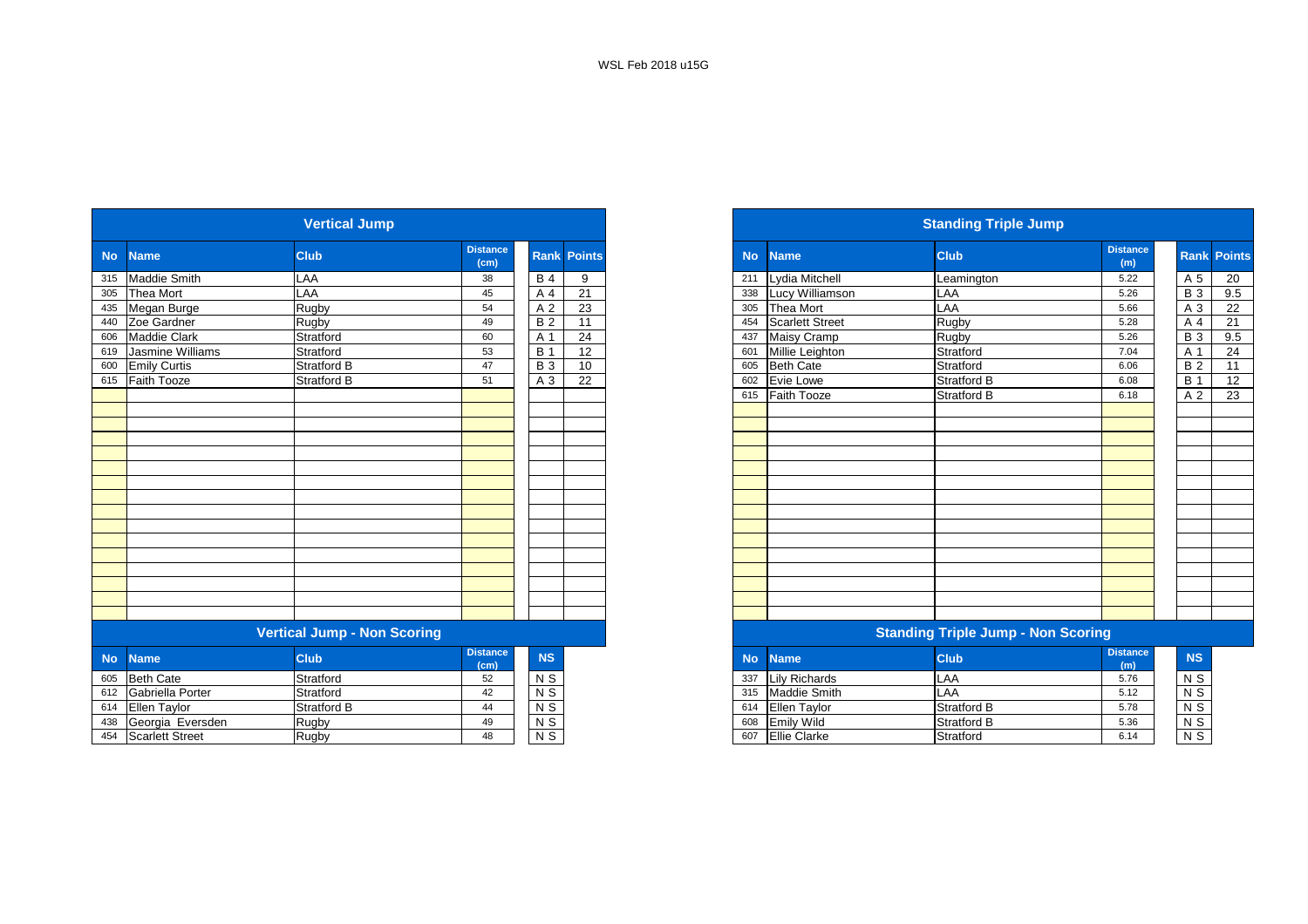WSL Feb 2018 u15G

## Vertical Jump

| No | Name | Club | Distance (cm) | Rank | Points |
|---|---|---|---|---|---|
| 315 | Maddie Smith | LAA | 38 | B 4 | 9 |
| 305 | Thea Mort | LAA | 45 | A 4 | 21 |
| 435 | Megan Burge | Rugby | 54 | A 2 | 23 |
| 440 | Zoe Gardner | Rugby | 49 | B 2 | 11 |
| 606 | Maddie Clark | Stratford | 60 | A 1 | 24 |
| 619 | Jasmine Williams | Stratford | 53 | B 1 | 12 |
| 600 | Emily Curtis | Stratford B | 47 | B 3 | 10 |
| 615 | Faith Tooze | Stratford B | 51 | A 3 | 22 |

## Vertical Jump - Non Scoring

| No | Name | Club | Distance (cm) | NS |
|---|---|---|---|---|
| 605 | Beth Cate | Stratford | 52 | N S |
| 612 | Gabriella Porter | Stratford | 42 | N S |
| 614 | Ellen Taylor | Stratford B | 44 | N S |
| 438 | Georgia Eversden | Rugby | 49 | N S |
| 454 | Scarlett Street | Rugby | 48 | N S |

## Standing Triple Jump

| No | Name | Club | Distance (m) | Rank | Points |
|---|---|---|---|---|---|
| 211 | Lydia Mitchell | Leamington | 5.22 | A 5 | 20 |
| 338 | Lucy Williamson | LAA | 5.26 | B 3 | 9.5 |
| 305 | Thea Mort | LAA | 5.66 | A 3 | 22 |
| 454 | Scarlett Street | Rugby | 5.28 | A 4 | 21 |
| 437 | Maisy Cramp | Rugby | 5.26 | B 3 | 9.5 |
| 601 | Millie Leighton | Stratford | 7.04 | A 1 | 24 |
| 605 | Beth Cate | Stratford | 6.06 | B 2 | 11 |
| 602 | Evie Lowe | Stratford B | 6.08 | B 1 | 12 |
| 615 | Faith Tooze | Stratford B | 6.18 | A 2 | 23 |

## Standing Triple Jump - Non Scoring

| No | Name | Club | Distance (m) | NS |
|---|---|---|---|---|
| 337 | Lily Richards | LAA | 5.76 | N S |
| 315 | Maddie Smith | LAA | 5.12 | N S |
| 614 | Ellen Taylor | Stratford B | 5.78 | N S |
| 608 | Emily Wild | Stratford B | 5.36 | N S |
| 607 | Ellie Clarke | Stratford | 6.14 | N S |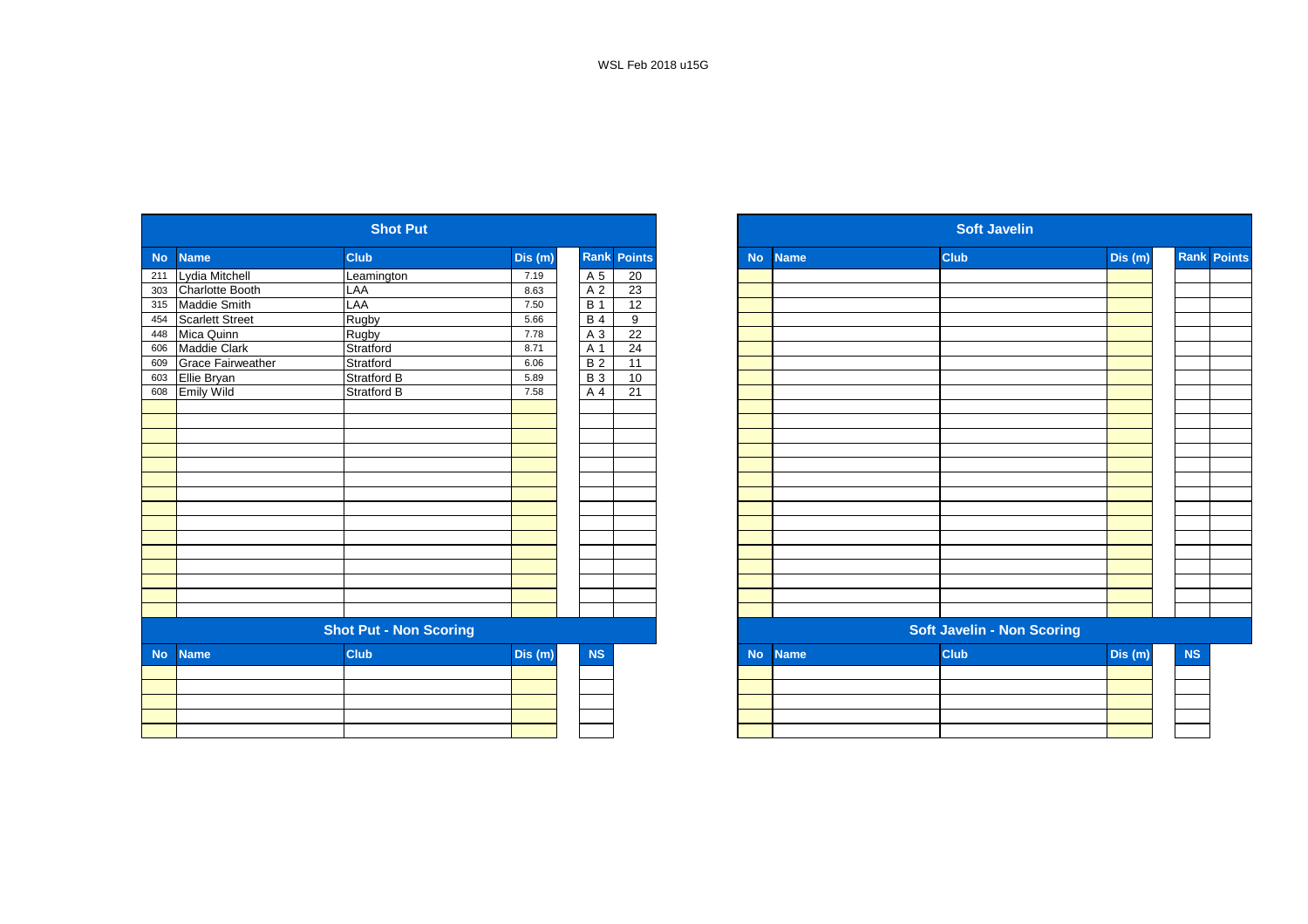WSL Feb 2018 u15G

## Shot Put

| No | Name | Club | Dis (m) | Rank | Points |
|---|---|---|---|---|---|
| 211 | Lydia Mitchell | Leamington | 7.19 | A 5 | 20 |
| 303 | Charlotte Booth | LAA | 8.63 | A 2 | 23 |
| 315 | Maddie Smith | LAA | 7.50 | B 1 | 12 |
| 454 | Scarlett Street | Rugby | 5.66 | B 4 | 9 |
| 448 | Mica Quinn | Rugby | 7.78 | A 3 | 22 |
| 606 | Maddie Clark | Stratford | 8.71 | A 1 | 24 |
| 609 | Grace Fairweather | Stratford | 6.06 | B 2 | 11 |
| 603 | Ellie Bryan | Stratford B | 5.89 | B 3 | 10 |
| 608 | Emily Wild | Stratford B | 7.58 | A 4 | 21 |

## Shot Put - Non Scoring

| No | Name | Club | Dis (m) | NS |
|---|---|---|---|---|

## Soft Javelin

| No | Name | Club | Dis (m) | Rank | Points |
|---|---|---|---|---|---|

## Soft Javelin - Non Scoring

| No | Name | Club | Dis (m) | NS |
|---|---|---|---|---|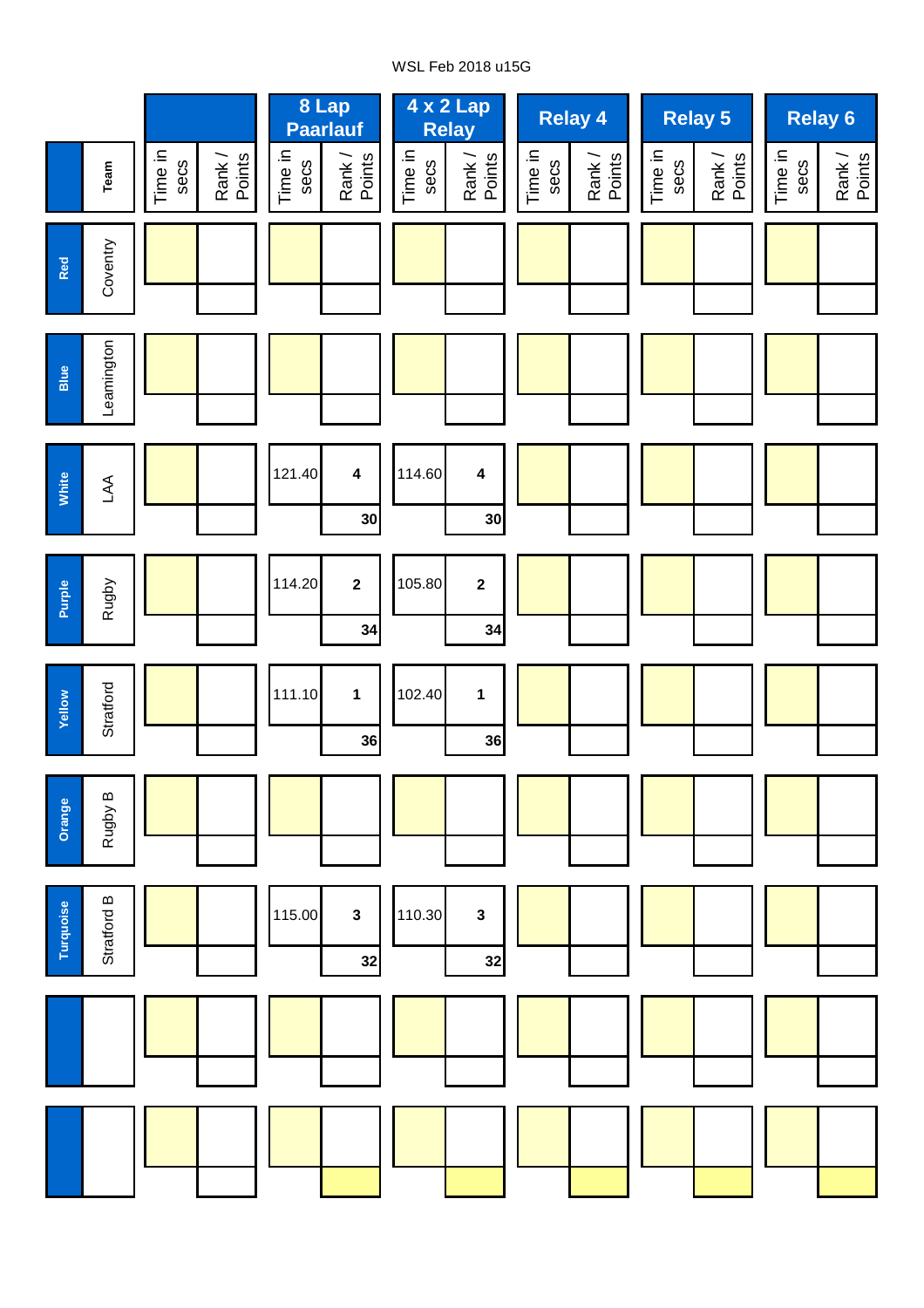WSL Feb 2018 u15G

| | | | | 8 Lap Paarlauf | | 4 x 2 Lap Relay | | Relay 4 | | Relay 5 | | Relay 6 | |
|---|---|---|---|---|---|---|---|---|---|---|---|---|---|
| | Team | Time in secs | Rank / Points | Time in secs | Rank / Points | Time in secs | Rank / Points | Time in secs | Rank / Points | Time in secs | Rank / Points | Time in secs | Rank / Points |
| Red | Coventry | | | | | | | | | | | | |
| Blue | Leamington | | | | | | | | | | | | |
| White | LAA | | | 121.40 | 4 / 30 | 114.60 | 4 / 30 | | | | | | |
| Purple | Rugby | | | 114.20 | 2 / 34 | 105.80 | 2 / 34 | | | | | | |
| Yellow | Stratford | | | 111.10 | 1 / 36 | 102.40 | 1 / 36 | | | | | | |
| Orange | Rugby B | | | | | | | | | | | | |
| Turquoise | Stratford B | | | 115.00 | 3 / 32 | 110.30 | 3 / 32 | | | | | | |
| | | | | | | | | | | | | | |
| | | | | | | | | | | | | | |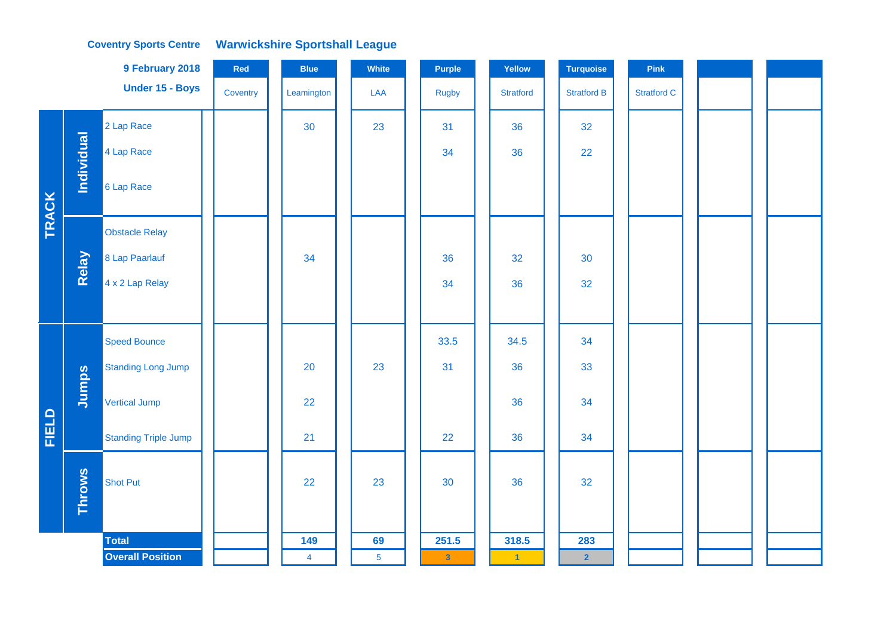**Coventry Sports Centre** **Warwickshire Sportshall League**

**9 February 2018**

**Under 15 - Boys**

| | | | Red | Blue | White | Purple | Yellow | Turquoise | Pink | | |
|---|---|---|---|---|---|---|---|---|---|---|---|
| | | | Coventry | Leamington | LAA | Rugby | Stratford | Stratford B | Stratford C | | |
| TRACK | Individual | 2 Lap Race | | 30 | 23 | 31 | 36 | 32 | | | |
| | | 4 Lap Race | | | | 34 | 36 | 22 | | | |
| | | 6 Lap Race | | | | | | | | | |
| | Relay | Obstacle Relay | | | | | | | | | |
| | | 8 Lap Paarlauf | | 34 | | 36 | 32 | 30 | | | |
| | | 4 x 2 Lap Relay | | | | 34 | 36 | 32 | | | |
| FIELD | Jumps | Speed Bounce | | | | 33.5 | 34.5 | 34 | | | |
| | | Standing Long Jump | | 20 | 23 | 31 | 36 | 33 | | | |
| | | Vertical Jump | | 22 | | | 36 | 34 | | | |
| | | Standing Triple Jump | | 21 | | 22 | 36 | 34 | | | |
| | Throws | Shot Put | | 22 | 23 | 30 | 36 | 32 | | | |
| | | **Total** | | **149** | **69** | **251.5** | **318.5** | **283** | | | |
| | | **Overall Position** | | 4 | 5 | 3 | 1 | 2 | | | |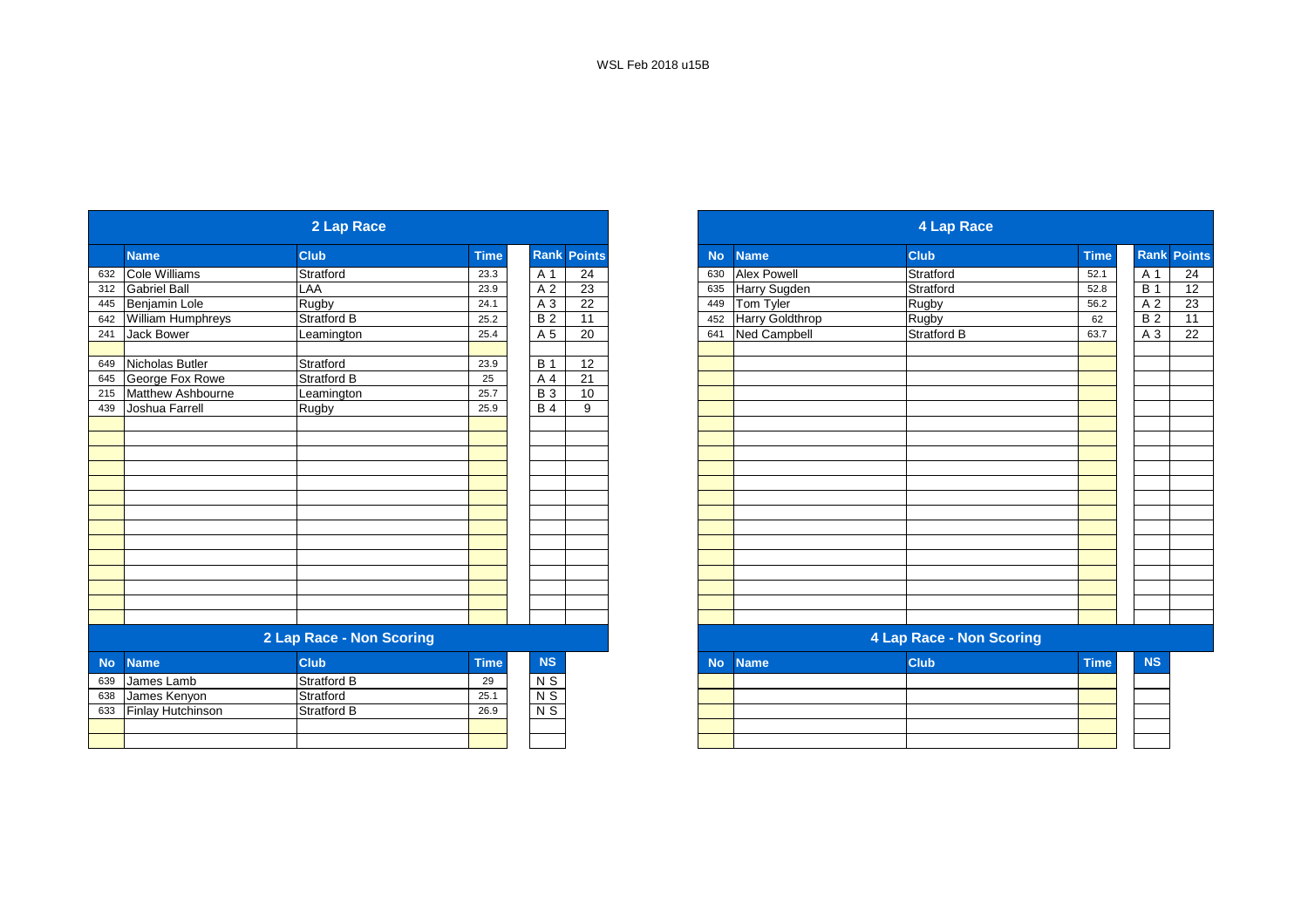WSL Feb 2018 u15B

## 2 Lap Race

| No | Name | Club | Time | Rank | Points |
|---|---|---|---|---|---|
| 632 | Cole Williams | Stratford | 23.3 | A 1 | 24 |
| 312 | Gabriel Ball | LAA | 23.9 | A 2 | 23 |
| 445 | Benjamin Lole | Rugby | 24.1 | A 3 | 22 |
| 642 | William Humphreys | Stratford B | 25.2 | B 2 | 11 |
| 241 | Jack Bower | Leamington | 25.4 | A 5 | 20 |
| | | | | | |
| 649 | Nicholas Butler | Stratford | 23.9 | B 1 | 12 |
| 645 | George Fox Rowe | Stratford B | 25 | A 4 | 21 |
| 215 | Matthew Ashbourne | Leamington | 25.7 | B 3 | 10 |
| 439 | Joshua Farrell | Rugby | 25.9 | B 4 | 9 |

## 2 Lap Race - Non Scoring

| No | Name | Club | Time | NS |
|---|---|---|---|---|
| 639 | James Lamb | Stratford B | 29 | N S |
| 638 | James Kenyon | Stratford | 25.1 | N S |
| 633 | Finlay Hutchinson | Stratford B | 26.9 | N S |

## 4 Lap Race

| No | Name | Club | Time | Rank | Points |
|---|---|---|---|---|---|
| 630 | Alex Powell | Stratford | 52.1 | A 1 | 24 |
| 635 | Harry Sugden | Stratford | 52.8 | B 1 | 12 |
| 449 | Tom Tyler | Rugby | 56.2 | A 2 | 23 |
| 452 | Harry Goldthrop | Rugby | 62 | B 2 | 11 |
| 641 | Ned Campbell | Stratford B | 63.7 | A 3 | 22 |

## 4 Lap Race - Non Scoring

| No | Name | Club | Time | NS |
|---|---|---|---|---|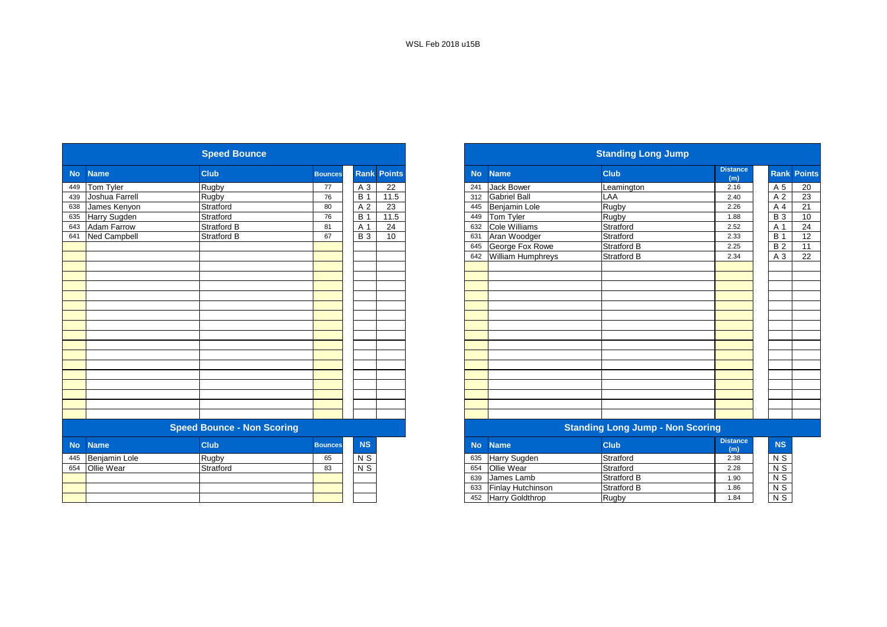WSL Feb 2018 u15B

## Speed Bounce

| No | Name | Club | Bounces | Rank | Points |
|---|---|---|---|---|---|
| 449 | Tom Tyler | Rugby | 77 | A 3 | 22 |
| 439 | Joshua Farrell | Rugby | 76 | B 1 | 11.5 |
| 638 | James Kenyon | Stratford | 80 | A 2 | 23 |
| 635 | Harry Sugden | Stratford | 76 | B 1 | 11.5 |
| 643 | Adam Farrow | Stratford B | 81 | A 1 | 24 |
| 641 | Ned Campbell | Stratford B | 67 | B 3 | 10 |

## Speed Bounce - Non Scoring

| No | Name | Club | Bounces | NS |
|---|---|---|---|---|
| 445 | Benjamin Lole | Rugby | 65 | N S |
| 654 | Ollie Wear | Stratford | 83 | N S |

## Standing Long Jump

| No | Name | Club | Distance (m) | Rank | Points |
|---|---|---|---|---|---|
| 241 | Jack Bower | Leamington | 2.16 | A 5 | 20 |
| 312 | Gabriel Ball | LAA | 2.40 | A 2 | 23 |
| 445 | Benjamin Lole | Rugby | 2.26 | A 4 | 21 |
| 449 | Tom Tyler | Rugby | 1.88 | B 3 | 10 |
| 632 | Cole Williams | Stratford | 2.52 | A 1 | 24 |
| 631 | Aran Woodger | Stratford | 2.33 | B 1 | 12 |
| 645 | George Fox Rowe | Stratford B | 2.25 | B 2 | 11 |
| 642 | William Humphreys | Stratford B | 2.34 | A 3 | 22 |

## Standing Long Jump - Non Scoring

| No | Name | Club | Distance (m) | NS |
|---|---|---|---|---|
| 635 | Harry Sugden | Stratford | 2.38 | N S |
| 654 | Ollie Wear | Stratford | 2.28 | N S |
| 639 | James Lamb | Stratford B | 1.90 | N S |
| 633 | Finlay Hutchinson | Stratford B | 1.86 | N S |
| 452 | Harry Goldthrop | Rugby | 1.84 | N S |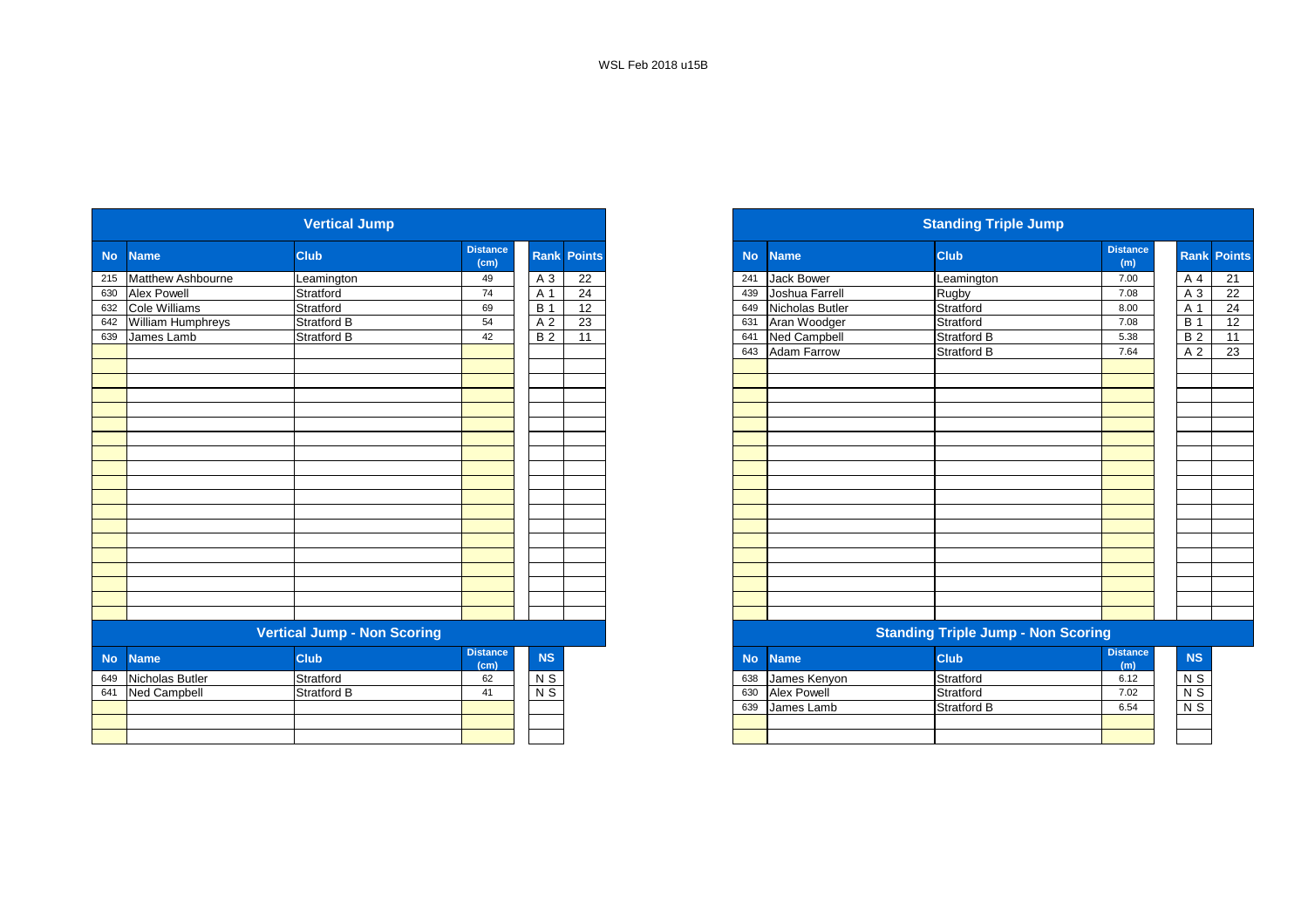WSL Feb 2018 u15B

## Vertical Jump

| No | Name | Club | Distance (cm) | Rank | Points |
|---|---|---|---|---|---|
| 215 | Matthew Ashbourne | Leamington | 49 | A 3 | 22 |
| 630 | Alex Powell | Stratford | 74 | A 1 | 24 |
| 632 | Cole Williams | Stratford | 69 | B 1 | 12 |
| 642 | William Humphreys | Stratford B | 54 | A 2 | 23 |
| 639 | James Lamb | Stratford B | 42 | B 2 | 11 |

## Vertical Jump - Non Scoring

| No | Name | Club | Distance (cm) | NS |
|---|---|---|---|---|
| 649 | Nicholas Butler | Stratford | 62 | N S |
| 641 | Ned Campbell | Stratford B | 41 | N S |

## Standing Triple Jump

| No | Name | Club | Distance (m) | Rank | Points |
|---|---|---|---|---|---|
| 241 | Jack Bower | Leamington | 7.00 | A 4 | 21 |
| 439 | Joshua Farrell | Rugby | 7.08 | A 3 | 22 |
| 649 | Nicholas Butler | Stratford | 8.00 | A 1 | 24 |
| 631 | Aran Woodger | Stratford | 7.08 | B 1 | 12 |
| 641 | Ned Campbell | Stratford B | 5.38 | B 2 | 11 |
| 643 | Adam Farrow | Stratford B | 7.64 | A 2 | 23 |

## Standing Triple Jump - Non Scoring

| No | Name | Club | Distance (m) | NS |
|---|---|---|---|---|
| 638 | James Kenyon | Stratford | 6.12 | N S |
| 630 | Alex Powell | Stratford | 7.02 | N S |
| 639 | James Lamb | Stratford B | 6.54 | N S |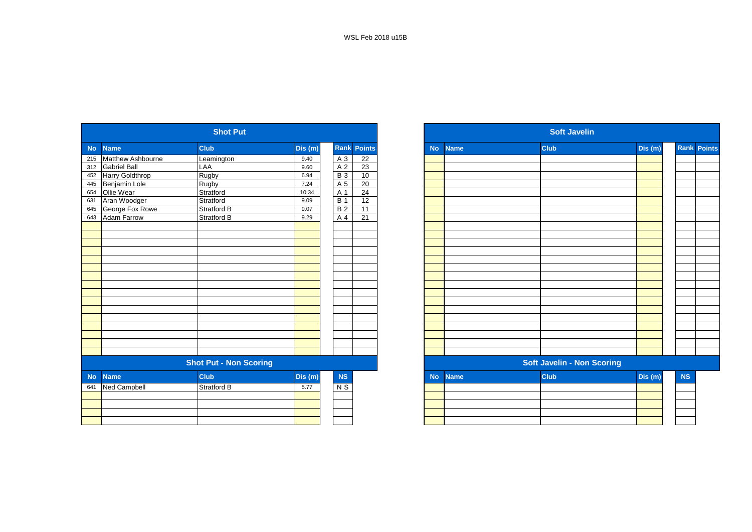WSL Feb 2018 u15B

## Shot Put

| No | Name | Club | Dis (m) | Rank | Points |
|---|---|---|---|---|---|
| 215 | Matthew Ashbourne | Leamington | 9.40 | A 3 | 22 |
| 312 | Gabriel Ball | LAA | 9.60 | A 2 | 23 |
| 452 | Harry Goldthrop | Rugby | 6.94 | B 3 | 10 |
| 445 | Benjamin Lole | Rugby | 7.24 | A 5 | 20 |
| 654 | Ollie Wear | Stratford | 10.34 | A 1 | 24 |
| 631 | Aran Woodger | Stratford | 9.09 | B 1 | 12 |
| 645 | George Fox Rowe | Stratford B | 9.07 | B 2 | 11 |
| 643 | Adam Farrow | Stratford B | 9.29 | A 4 | 21 |

## Shot Put - Non Scoring

| No | Name | Club | Dis (m) | NS |
|---|---|---|---|---|
| 641 | Ned Campbell | Stratford B | 5.77 | N S |

## Soft Javelin

| No | Name | Club | Dis (m) | Rank | Points |
|---|---|---|---|---|---|

## Soft Javelin - Non Scoring

| No | Name | Club | Dis (m) | NS |
|---|---|---|---|---|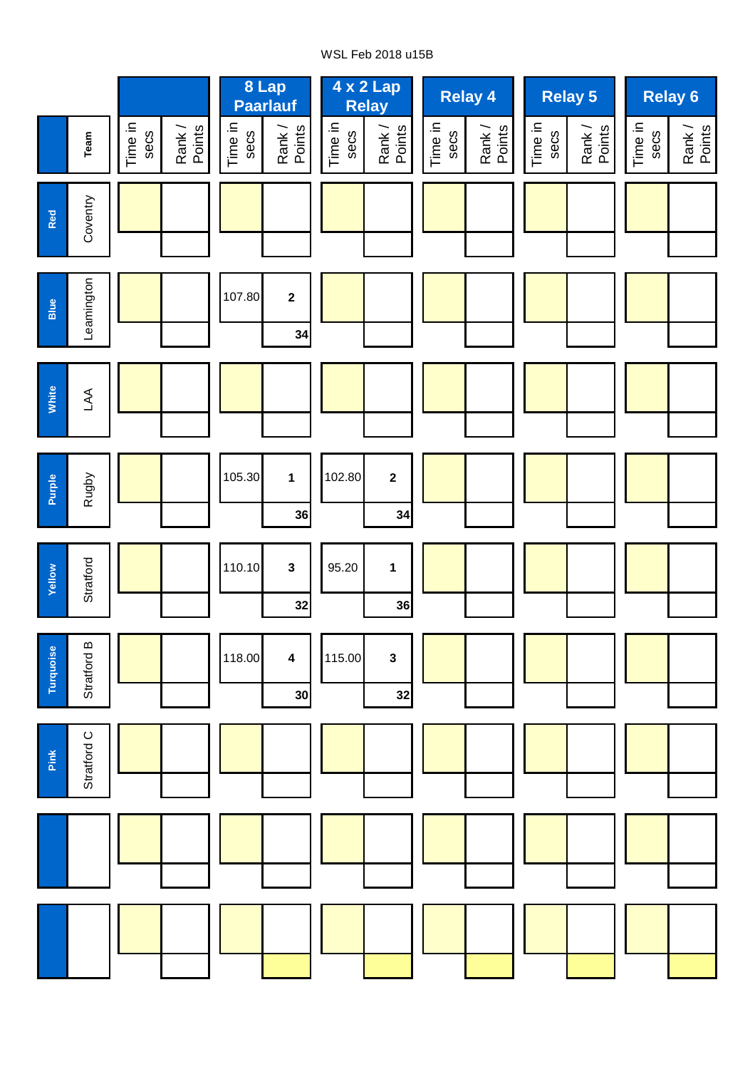WSL Feb 2018 u15B

| | | | | 8 Lap Paarlauf | | 4 x 2 Lap Relay | | Relay 4 | | Relay 5 | | Relay 6 | |
|---|---|---|---|---|---|---|---|---|---|---|---|---|---|
| | Team | Time in secs | Rank / Points | Time in secs | Rank / Points | Time in secs | Rank / Points | Time in secs | Rank / Points | Time in secs | Rank / Points | Time in secs | Rank / Points |
| Red | Coventry | | | | | | | | | | | | |
| Blue | Leamington | | | 107.80 | 2 / 34 | | | | | | | | |
| White | LAA | | | | | | | | | | | | |
| Purple | Rugby | | | 105.30 | 1 / 36 | 102.80 | 2 / 34 | | | | | | |
| Yellow | Stratford | | | 110.10 | 3 / 32 | 95.20 | 1 / 36 | | | | | | |
| Turquoise | Stratford B | | | 118.00 | 4 / 30 | 115.00 | 3 / 32 | | | | | | |
| Pink | Stratford C | | | | | | | | | | | | |
| | | | | | | | | | | | | | |
| | | | | | | | | | | | | | |